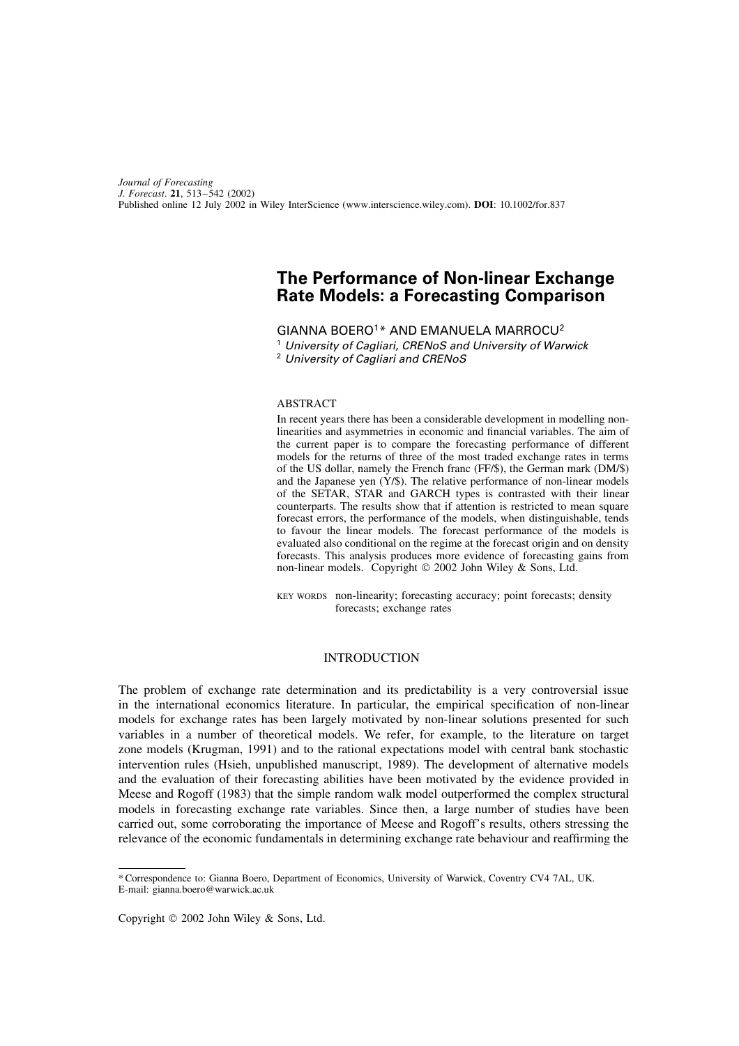Journal of Forecasting
J. Forecast. 21, 513–542 (2002)
Published online 12 July 2002 in Wiley InterScience (www.interscience.wiley.com). DOI: 10.1002/for.837

# The Performance of Non-linear Exchange Rate Models: a Forecasting Comparison

GIANNA BOERO[1]* AND EMANUELA MARROCU[2]

[1] *University of Cagliari, CRENoS and University of Warwick*
[2] *University of Cagliari and CRENoS*

## ABSTRACT

In recent years there has been a considerable development in modelling non-linearities and asymmetries in economic and financial variables. The aim of the current paper is to compare the forecasting performance of different models for the returns of three of the most traded exchange rates in terms of the US dollar, namely the French franc (FF/$), the German mark (DM/$) and the Japanese yen (Y/$). The relative performance of non-linear models of the SETAR, STAR and GARCH types is contrasted with their linear counterparts. The results show that if attention is restricted to mean square forecast errors, the performance of the models, when distinguishable, tends to favour the linear models. The forecast performance of the models is evaluated also conditional on the regime at the forecast origin and on density forecasts. This analysis produces more evidence of forecasting gains from non-linear models. Copyright © 2002 John Wiley & Sons, Ltd.

KEY WORDS non-linearity; forecasting accuracy; point forecasts; density forecasts; exchange rates

## INTRODUCTION

The problem of exchange rate determination and its predictability is a very controversial issue in the international economics literature. In particular, the empirical specification of non-linear models for exchange rates has been largely motivated by non-linear solutions presented for such variables in a number of theoretical models. We refer, for example, to the literature on target zone models (Krugman, 1991) and to the rational expectations model with central bank stochastic intervention rules (Hsieh, unpublished manuscript, 1989). The development of alternative models and the evaluation of their forecasting abilities have been motivated by the evidence provided in Meese and Rogoff (1983) that the simple random walk model outperformed the complex structural models in forecasting exchange rate variables. Since then, a large number of studies have been carried out, some corroborating the importance of Meese and Rogoff's results, others stressing the relevance of the economic fundamentals in determining exchange rate behaviour and reaffirming the

* Correspondence to: Gianna Boero, Department of Economics, University of Warwick, Coventry CV4 7AL, UK.
E-mail: gianna.boero@warwick.ac.uk

Copyright © 2002 John Wiley & Sons, Ltd.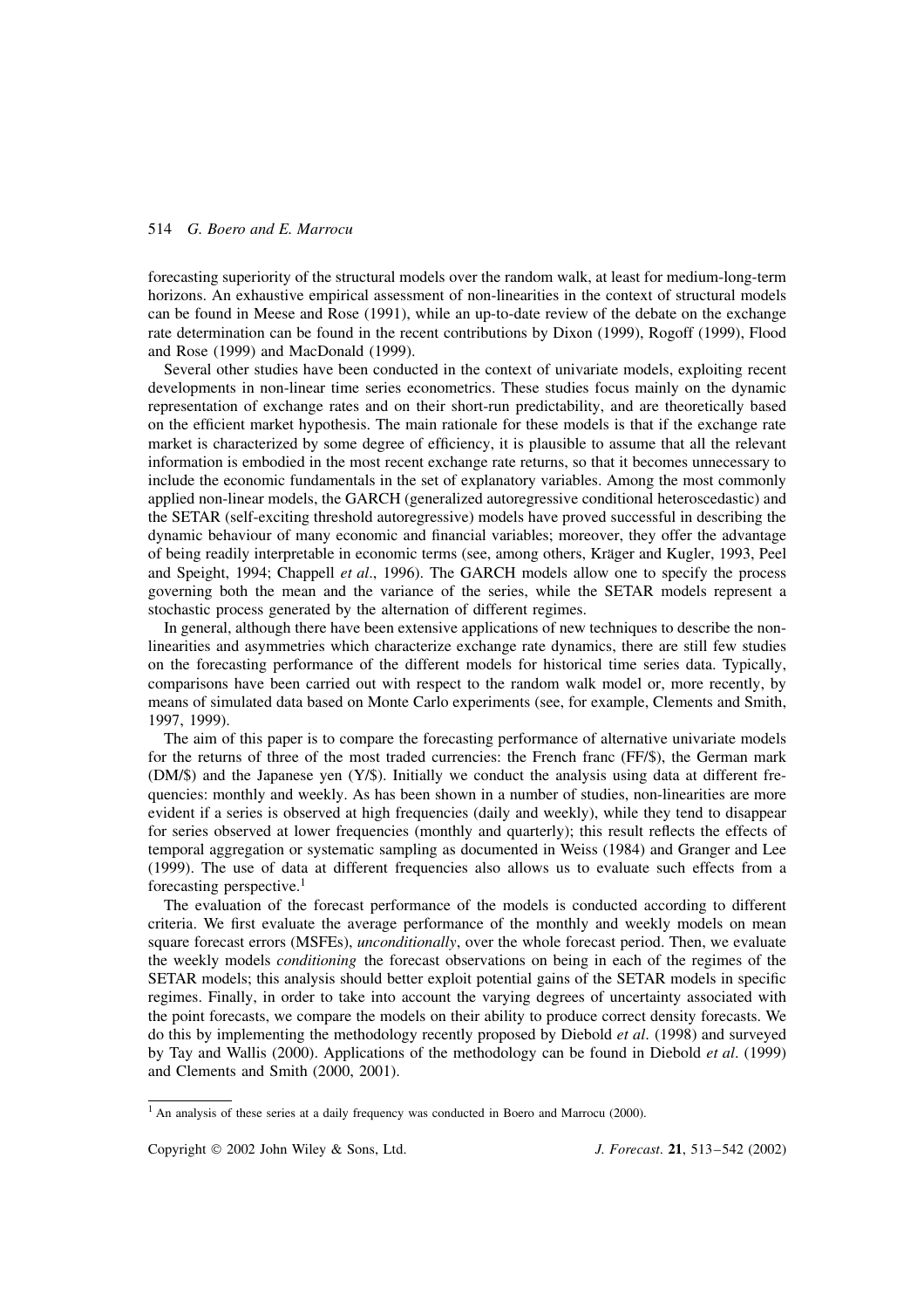forecasting superiority of the structural models over the random walk, at least for medium-long-term horizons. An exhaustive empirical assessment of non-linearities in the context of structural models can be found in Meese and Rose (1991), while an up-to-date review of the debate on the exchange rate determination can be found in the recent contributions by Dixon (1999), Rogoff (1999), Flood and Rose (1999) and MacDonald (1999).

Several other studies have been conducted in the context of univariate models, exploiting recent developments in non-linear time series econometrics. These studies focus mainly on the dynamic representation of exchange rates and on their short-run predictability, and are theoretically based on the efficient market hypothesis. The main rationale for these models is that if the exchange rate market is characterized by some degree of efficiency, it is plausible to assume that all the relevant information is embodied in the most recent exchange rate returns, so that it becomes unnecessary to include the economic fundamentals in the set of explanatory variables. Among the most commonly applied non-linear models, the GARCH (generalized autoregressive conditional heteroscedastic) and the SETAR (self-exciting threshold autoregressive) models have proved successful in describing the dynamic behaviour of many economic and financial variables; moreover, they offer the advantage of being readily interpretable in economic terms (see, among others, Kräger and Kugler, 1993, Peel and Speight, 1994; Chappell *et al*., 1996). The GARCH models allow one to specify the process governing both the mean and the variance of the series, while the SETAR models represent a stochastic process generated by the alternation of different regimes.

In general, although there have been extensive applications of new techniques to describe the non-linearities and asymmetries which characterize exchange rate dynamics, there are still few studies on the forecasting performance of the different models for historical time series data. Typically, comparisons have been carried out with respect to the random walk model or, more recently, by means of simulated data based on Monte Carlo experiments (see, for example, Clements and Smith, 1997, 1999).

The aim of this paper is to compare the forecasting performance of alternative univariate models for the returns of three of the most traded currencies: the French franc (FF/\$), the German mark (DM/\$) and the Japanese yen (Y/\$). Initially we conduct the analysis using data at different frequencies: monthly and weekly. As has been shown in a number of studies, non-linearities are more evident if a series is observed at high frequencies (daily and weekly), while they tend to disappear for series observed at lower frequencies (monthly and quarterly); this result reflects the effects of temporal aggregation or systematic sampling as documented in Weiss (1984) and Granger and Lee (1999). The use of data at different frequencies also allows us to evaluate such effects from a forecasting perspective.[1]

The evaluation of the forecast performance of the models is conducted according to different criteria. We first evaluate the average performance of the monthly and weekly models on mean square forecast errors (MSFEs), *unconditionally*, over the whole forecast period. Then, we evaluate the weekly models *conditioning* the forecast observations on being in each of the regimes of the SETAR models; this analysis should better exploit potential gains of the SETAR models in specific regimes. Finally, in order to take into account the varying degrees of uncertainty associated with the point forecasts, we compare the models on their ability to produce correct density forecasts. We do this by implementing the methodology recently proposed by Diebold *et al*. (1998) and surveyed by Tay and Wallis (2000). Applications of the methodology can be found in Diebold *et al*. (1999) and Clements and Smith (2000, 2001).

[1] An analysis of these series at a daily frequency was conducted in Boero and Marrocu (2000).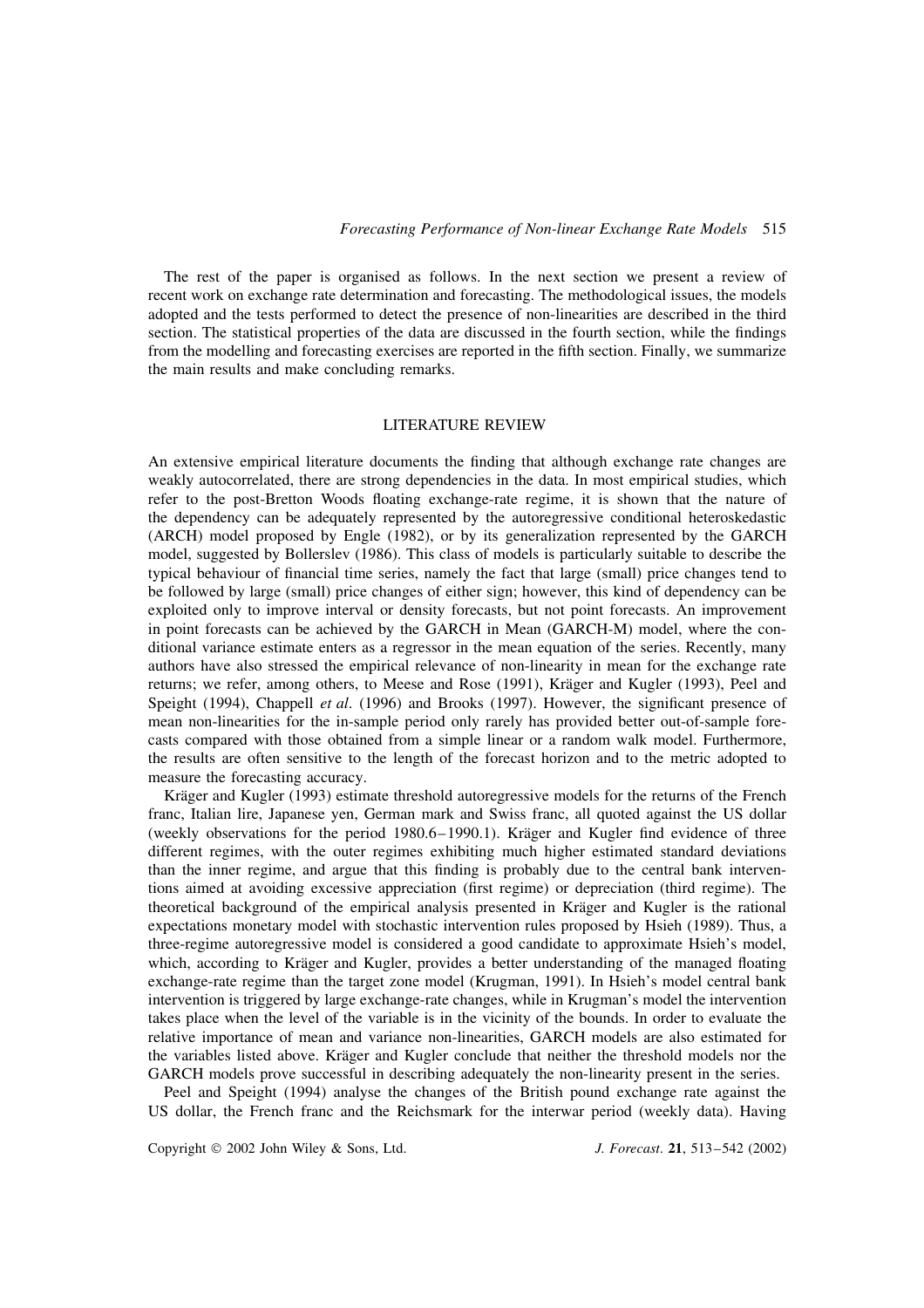The rest of the paper is organised as follows. In the next section we present a review of recent work on exchange rate determination and forecasting. The methodological issues, the models adopted and the tests performed to detect the presence of non-linearities are described in the third section. The statistical properties of the data are discussed in the fourth section, while the findings from the modelling and forecasting exercises are reported in the fifth section. Finally, we summarize the main results and make concluding remarks.

## LITERATURE REVIEW

An extensive empirical literature documents the finding that although exchange rate changes are weakly autocorrelated, there are strong dependencies in the data. In most empirical studies, which refer to the post-Bretton Woods floating exchange-rate regime, it is shown that the nature of the dependency can be adequately represented by the autoregressive conditional heteroskedastic (ARCH) model proposed by Engle (1982), or by its generalization represented by the GARCH model, suggested by Bollerslev (1986). This class of models is particularly suitable to describe the typical behaviour of financial time series, namely the fact that large (small) price changes tend to be followed by large (small) price changes of either sign; however, this kind of dependency can be exploited only to improve interval or density forecasts, but not point forecasts. An improvement in point forecasts can be achieved by the GARCH in Mean (GARCH-M) model, where the conditional variance estimate enters as a regressor in the mean equation of the series. Recently, many authors have also stressed the empirical relevance of non-linearity in mean for the exchange rate returns; we refer, among others, to Meese and Rose (1991), Kräger and Kugler (1993), Peel and Speight (1994), Chappell *et al*. (1996) and Brooks (1997). However, the significant presence of mean non-linearities for the in-sample period only rarely has provided better out-of-sample forecasts compared with those obtained from a simple linear or a random walk model. Furthermore, the results are often sensitive to the length of the forecast horizon and to the metric adopted to measure the forecasting accuracy.

Kräger and Kugler (1993) estimate threshold autoregressive models for the returns of the French franc, Italian lire, Japanese yen, German mark and Swiss franc, all quoted against the US dollar (weekly observations for the period 1980.6–1990.1). Kräger and Kugler find evidence of three different regimes, with the outer regimes exhibiting much higher estimated standard deviations than the inner regime, and argue that this finding is probably due to the central bank interventions aimed at avoiding excessive appreciation (first regime) or depreciation (third regime). The theoretical background of the empirical analysis presented in Kräger and Kugler is the rational expectations monetary model with stochastic intervention rules proposed by Hsieh (1989). Thus, a three-regime autoregressive model is considered a good candidate to approximate Hsieh's model, which, according to Kräger and Kugler, provides a better understanding of the managed floating exchange-rate regime than the target zone model (Krugman, 1991). In Hsieh's model central bank intervention is triggered by large exchange-rate changes, while in Krugman's model the intervention takes place when the level of the variable is in the vicinity of the bounds. In order to evaluate the relative importance of mean and variance non-linearities, GARCH models are also estimated for the variables listed above. Kräger and Kugler conclude that neither the threshold models nor the GARCH models prove successful in describing adequately the non-linearity present in the series.

Peel and Speight (1994) analyse the changes of the British pound exchange rate against the US dollar, the French franc and the Reichsmark for the interwar period (weekly data). Having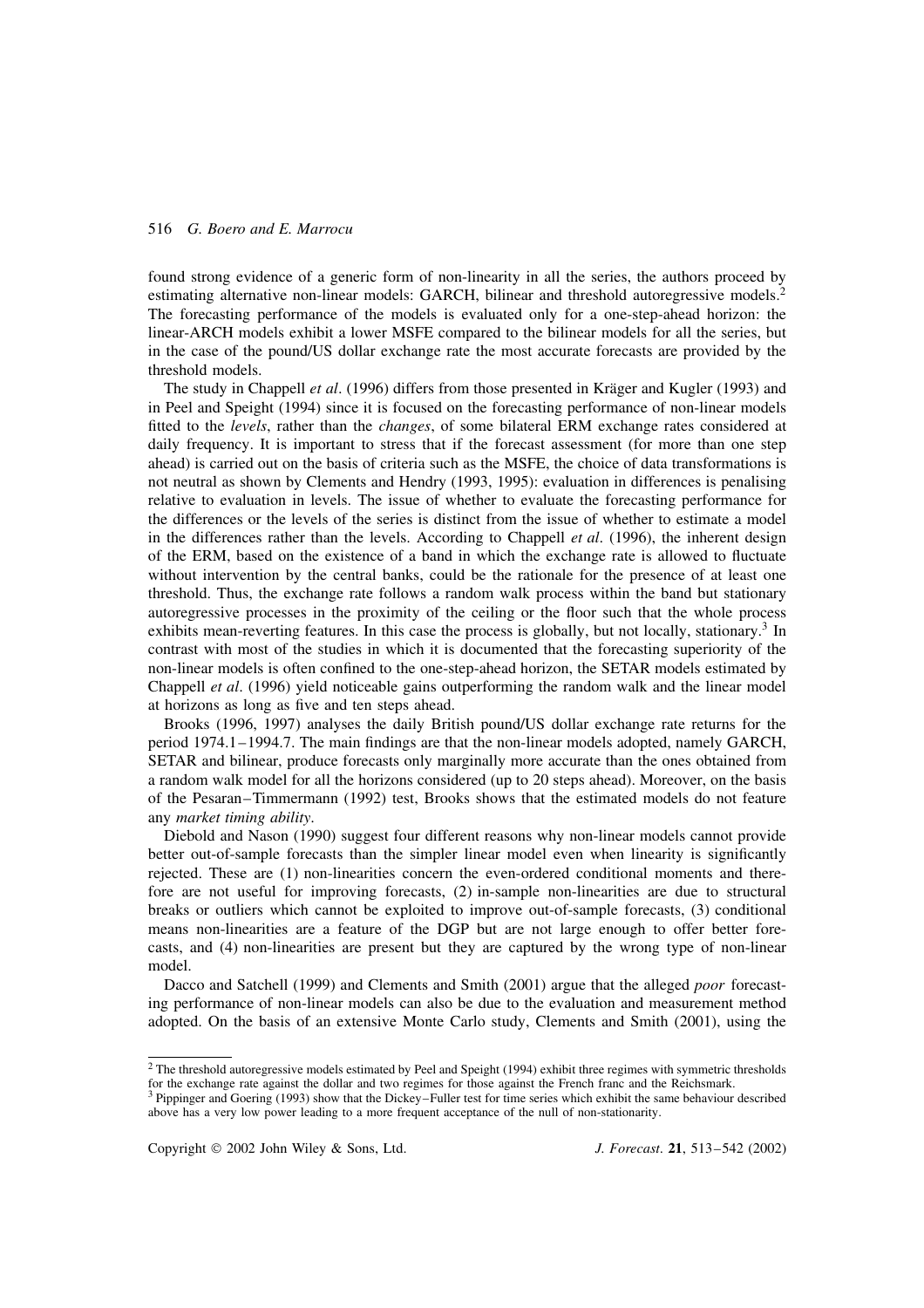found strong evidence of a generic form of non-linearity in all the series, the authors proceed by estimating alternative non-linear models: GARCH, bilinear and threshold autoregressive models.[2] The forecasting performance of the models is evaluated only for a one-step-ahead horizon: the linear-ARCH models exhibit a lower MSFE compared to the bilinear models for all the series, but in the case of the pound/US dollar exchange rate the most accurate forecasts are provided by the threshold models.

The study in Chappell *et al*. (1996) differs from those presented in Kräger and Kugler (1993) and in Peel and Speight (1994) since it is focused on the forecasting performance of non-linear models fitted to the *levels*, rather than the *changes*, of some bilateral ERM exchange rates considered at daily frequency. It is important to stress that if the forecast assessment (for more than one step ahead) is carried out on the basis of criteria such as the MSFE, the choice of data transformations is not neutral as shown by Clements and Hendry (1993, 1995): evaluation in differences is penalising relative to evaluation in levels. The issue of whether to evaluate the forecasting performance for the differences or the levels of the series is distinct from the issue of whether to estimate a model in the differences rather than the levels. According to Chappell *et al*. (1996), the inherent design of the ERM, based on the existence of a band in which the exchange rate is allowed to fluctuate without intervention by the central banks, could be the rationale for the presence of at least one threshold. Thus, the exchange rate follows a random walk process within the band but stationary autoregressive processes in the proximity of the ceiling or the floor such that the whole process exhibits mean-reverting features. In this case the process is globally, but not locally, stationary.[3] In contrast with most of the studies in which it is documented that the forecasting superiority of the non-linear models is often confined to the one-step-ahead horizon, the SETAR models estimated by Chappell *et al*. (1996) yield noticeable gains outperforming the random walk and the linear model at horizons as long as five and ten steps ahead.

Brooks (1996, 1997) analyses the daily British pound/US dollar exchange rate returns for the period 1974.1–1994.7. The main findings are that the non-linear models adopted, namely GARCH, SETAR and bilinear, produce forecasts only marginally more accurate than the ones obtained from a random walk model for all the horizons considered (up to 20 steps ahead). Moreover, on the basis of the Pesaran–Timmermann (1992) test, Brooks shows that the estimated models do not feature any *market timing ability*.

Diebold and Nason (1990) suggest four different reasons why non-linear models cannot provide better out-of-sample forecasts than the simpler linear model even when linearity is significantly rejected. These are (1) non-linearities concern the even-ordered conditional moments and therefore are not useful for improving forecasts, (2) in-sample non-linearities are due to structural breaks or outliers which cannot be exploited to improve out-of-sample forecasts, (3) conditional means non-linearities are a feature of the DGP but are not large enough to offer better forecasts, and (4) non-linearities are present but they are captured by the wrong type of non-linear model.

Dacco and Satchell (1999) and Clements and Smith (2001) argue that the alleged *poor* forecasting performance of non-linear models can also be due to the evaluation and measurement method adopted. On the basis of an extensive Monte Carlo study, Clements and Smith (2001), using the

---

[2] The threshold autoregressive models estimated by Peel and Speight (1994) exhibit three regimes with symmetric thresholds for the exchange rate against the dollar and two regimes for those against the French franc and the Reichsmark.

[3] Pippinger and Goering (1993) show that the Dickey–Fuller test for time series which exhibit the same behaviour described above has a very low power leading to a more frequent acceptance of the null of non-stationarity.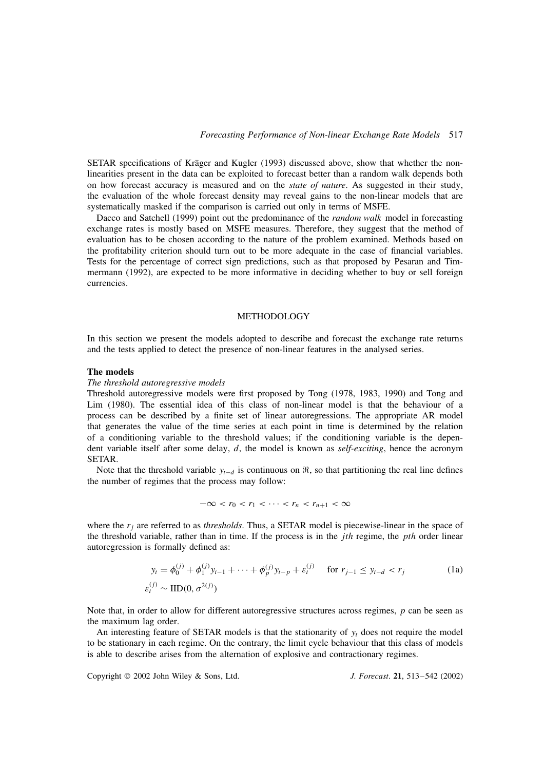SETAR specifications of Kräger and Kugler (1993) discussed above, show that whether the non-linearities present in the data can be exploited to forecast better than a random walk depends both on how forecast accuracy is measured and on the *state of nature*. As suggested in their study, the evaluation of the whole forecast density may reveal gains to the non-linear models that are systematically masked if the comparison is carried out only in terms of MSFE.

Dacco and Satchell (1999) point out the predominance of the *random walk* model in forecasting exchange rates is mostly based on MSFE measures. Therefore, they suggest that the method of evaluation has to be chosen according to the nature of the problem examined. Methods based on the profitability criterion should turn out to be more adequate in the case of financial variables. Tests for the percentage of correct sign predictions, such as that proposed by Pesaran and Timmermann (1992), are expected to be more informative in deciding whether to buy or sell foreign currencies.

## METHODOLOGY

In this section we present the models adopted to describe and forecast the exchange rate returns and the tests applied to detect the presence of non-linear features in the analysed series.

### The models

*The threshold autoregressive models*

Threshold autoregressive models were first proposed by Tong (1978, 1983, 1990) and Tong and Lim (1980). The essential idea of this class of non-linear model is that the behaviour of a process can be described by a finite set of linear autoregressions. The appropriate AR model that generates the value of the time series at each point in time is determined by the relation of a conditioning variable to the threshold values; if the conditioning variable is the dependent variable itself after some delay, $d$, the model is known as *self-exciting*, hence the acronym SETAR.

Note that the threshold variable $y_{t-d}$ is continuous on $\Re$, so that partitioning the real line defines the number of regimes that the process may follow:

$$-\infty < r_0 < r_1 < \cdots < r_n < r_{n+1} < \infty$$

where the $r_j$ are referred to as *thresholds*. Thus, a SETAR model is piecewise-linear in the space of the threshold variable, rather than in time. If the process is in the $j$*th* regime, the $p$*th* order linear autoregression is formally defined as:

$$y_t = \phi_0^{(j)} + \phi_1^{(j)} y_{t-1} + \cdots + \phi_p^{(j)} y_{t-p} + \varepsilon_t^{(j)} \quad \text{for } r_{j-1} \leq y_{t-d} < r_j \tag{1a}$$

$$\varepsilon_t^{(j)} \sim \text{IID}(0, \sigma^{2(j)})$$

Note that, in order to allow for different autoregressive structures across regimes, $p$ can be seen as the maximum lag order.

An interesting feature of SETAR models is that the stationarity of $y_t$ does not require the model to be stationary in each regime. On the contrary, the limit cycle behaviour that this class of models is able to describe arises from the alternation of explosive and contractionary regimes.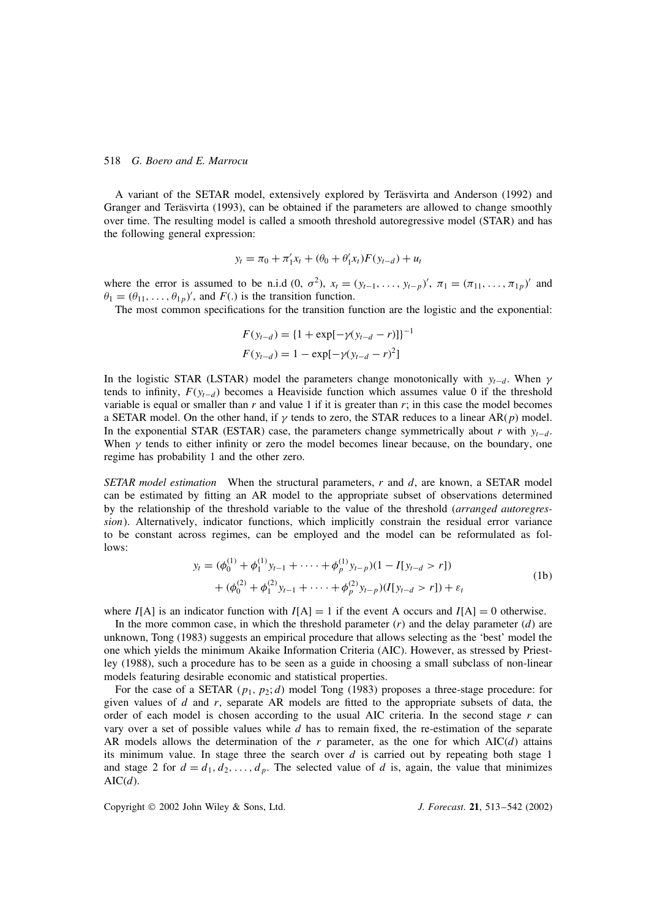A variant of the SETAR model, extensively explored by Teräsvirta and Anderson (1992) and Granger and Teräsvirta (1993), can be obtained if the parameters are allowed to change smoothly over time. The resulting model is called a smooth threshold autoregressive model (STAR) and has the following general expression:

$$y_t = \pi_0 + \pi_1' x_t + (\theta_0 + \theta_1' x_t) F(y_{t-d}) + u_t$$

where the error is assumed to be n.i.d $(0, \sigma^2)$, $x_t = (y_{t-1}, \ldots, y_{t-p})'$, $\pi_1 = (\pi_{11}, \ldots, \pi_{1p})'$ and $\theta_1 = (\theta_{11}, \ldots, \theta_{1p})'$, and $F(.)$ is the transition function.

The most common specifications for the transition function are the logistic and the exponential:

$$F(y_{t-d}) = \{1 + \exp[-\gamma(y_{t-d} - r)]\}^{-1}$$

$$F(y_{t-d}) = 1 - \exp[-\gamma(y_{t-d} - r)^2]$$

In the logistic STAR (LSTAR) model the parameters change monotonically with $y_{t-d}$. When $\gamma$ tends to infinity, $F(y_{t-d})$ becomes a Heaviside function which assumes value 0 if the threshold variable is equal or smaller than $r$ and value 1 if it is greater than $r$; in this case the model becomes a SETAR model. On the other hand, if $\gamma$ tends to zero, the STAR reduces to a linear AR($p$) model. In the exponential STAR (ESTAR) case, the parameters change symmetrically about $r$ with $y_{t-d}$. When $\gamma$ tends to either infinity or zero the model becomes linear because, on the boundary, one regime has probability 1 and the other zero.

*SETAR model estimation* When the structural parameters, $r$ and $d$, are known, a SETAR model can be estimated by fitting an AR model to the appropriate subset of observations determined by the relationship of the threshold variable to the value of the threshold (*arranged autoregression*). Alternatively, indicator functions, which implicitly constrain the residual error variance to be constant across regimes, can be employed and the model can be reformulated as follows:

$$\begin{aligned} y_t = {} & (\phi_0^{(1)} + \phi_1^{(1)} y_{t-1} + \cdots + \phi_p^{(1)} y_{t-p})(1 - I[y_{t-d} > r]) \\ & + (\phi_0^{(2)} + \phi_1^{(2)} y_{t-1} + \cdots + \phi_p^{(2)} y_{t-p})(I[y_{t-d} > r]) + \varepsilon_t \end{aligned} \tag{1b}$$

where $I[\text{A}]$ is an indicator function with $I[\text{A}] = 1$ if the event A occurs and $I[\text{A}] = 0$ otherwise.

In the more common case, in which the threshold parameter ($r$) and the delay parameter ($d$) are unknown, Tong (1983) suggests an empirical procedure that allows selecting as the 'best' model the one which yields the minimum Akaike Information Criteria (AIC). However, as stressed by Priestley (1988), such a procedure has to be seen as a guide in choosing a small subclass of non-linear models featuring desirable economic and statistical properties.

For the case of a SETAR ($p_1, p_2; d$) model Tong (1983) proposes a three-stage procedure: for given values of $d$ and $r$, separate AR models are fitted to the appropriate subsets of data, the order of each model is chosen according to the usual AIC criteria. In the second stage $r$ can vary over a set of possible values while $d$ has to remain fixed, the re-estimation of the separate AR models allows the determination of the $r$ parameter, as the one for which AIC($d$) attains its minimum value. In stage three the search over $d$ is carried out by repeating both stage 1 and stage 2 for $d = d_1, d_2, \ldots, d_p$. The selected value of $d$ is, again, the value that minimizes AIC($d$).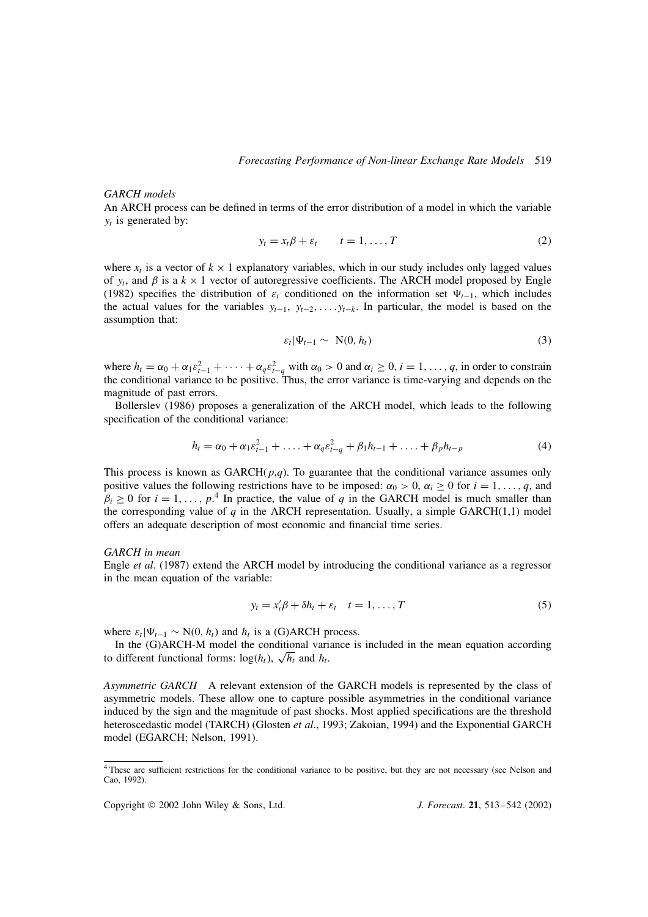*GARCH models*

An ARCH process can be defined in terms of the error distribution of a model in which the variable $y_t$ is generated by:

$$y_t = x_t\beta + \varepsilon_t \qquad t = 1, \ldots, T \tag{2}$$

where $x_t$ is a vector of $k \times 1$ explanatory variables, which in our study includes only lagged values of $y_t$, and $\beta$ is a $k \times 1$ vector of autoregressive coefficients. The ARCH model proposed by Engle (1982) specifies the distribution of $\varepsilon_t$ conditioned on the information set $\Psi_{t-1}$, which includes the actual values for the variables $y_{t-1}, y_{t-2}, \ldots. y_{t-k}$. In particular, the model is based on the assumption that:

$$\varepsilon_t|\Psi_{t-1} \sim \mathrm{N}(0, h_t) \tag{3}$$

where $h_t = \alpha_0 + \alpha_1\varepsilon_{t-1}^2 + \cdots + \alpha_q\varepsilon_{t-q}^2$ with $\alpha_0 > 0$ and $\alpha_i \geq 0$, $i = 1, \ldots, q$, in order to constrain the conditional variance to be positive. Thus, the error variance is time-varying and depends on the magnitude of past errors.

Bollerslev (1986) proposes a generalization of the ARCH model, which leads to the following specification of the conditional variance:

$$h_t = \alpha_0 + \alpha_1\varepsilon_{t-1}^2 + \ldots + \alpha_q\varepsilon_{t-q}^2 + \beta_1 h_{t-1} + \ldots + \beta_p h_{t-p} \tag{4}$$

This process is known as GARCH($p$,$q$). To guarantee that the conditional variance assumes only positive values the following restrictions have to be imposed: $\alpha_0 > 0$, $\alpha_i \geq 0$ for $i = 1, \ldots, q$, and $\beta_i \geq 0$ for $i = 1, \ldots, p$.[4] In practice, the value of $q$ in the GARCH model is much smaller than the corresponding value of $q$ in the ARCH representation. Usually, a simple GARCH(1,1) model offers an adequate description of most economic and financial time series.

*GARCH in mean*

Engle *et al*. (1987) extend the ARCH model by introducing the conditional variance as a regressor in the mean equation of the variable:

$$y_t = x_t'\beta + \delta h_t + \varepsilon_t \quad t = 1, \ldots, T \tag{5}$$

where $\varepsilon_t|\Psi_{t-1} \sim \mathrm{N}(0, h_t)$ and $h_t$ is a (G)ARCH process.

In the (G)ARCH-M model the conditional variance is included in the mean equation according to different functional forms: $\log(h_t)$, $\sqrt{h_t}$ and $h_t$.

*Asymmetric GARCH* A relevant extension of the GARCH models is represented by the class of asymmetric models. These allow one to capture possible asymmetries in the conditional variance induced by the sign and the magnitude of past shocks. Most applied specifications are the threshold heteroscedastic model (TARCH) (Glosten *et al*., 1993; Zakoian, 1994) and the Exponential GARCH model (EGARCH; Nelson, 1991).

---

[4] These are sufficient restrictions for the conditional variance to be positive, but they are not necessary (see Nelson and Cao, 1992).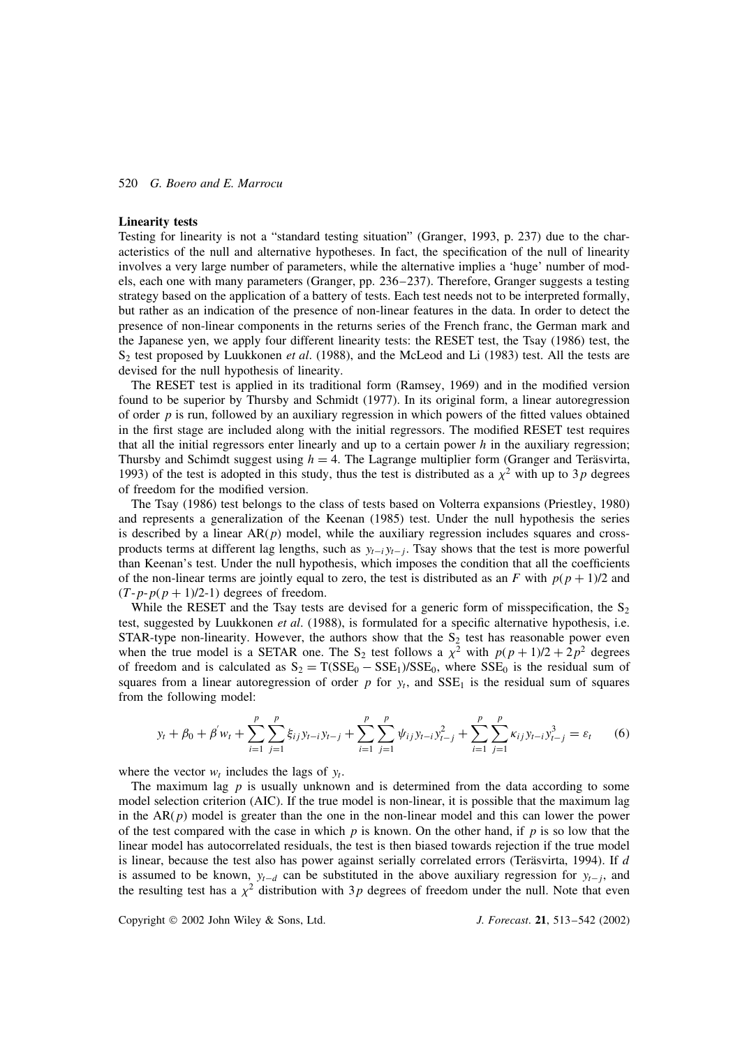### Linearity tests

Testing for linearity is not a "standard testing situation" (Granger, 1993, p. 237) due to the characteristics of the null and alternative hypotheses. In fact, the specification of the null of linearity involves a very large number of parameters, while the alternative implies a 'huge' number of models, each one with many parameters (Granger, pp. 236–237). Therefore, Granger suggests a testing strategy based on the application of a battery of tests. Each test needs not to be interpreted formally, but rather as an indication of the presence of non-linear features in the data. In order to detect the presence of non-linear components in the returns series of the French franc, the German mark and the Japanese yen, we apply four different linearity tests: the RESET test, the Tsay (1986) test, the $S_2$ test proposed by Luukkonen *et al*. (1988), and the McLeod and Li (1983) test. All the tests are devised for the null hypothesis of linearity.

The RESET test is applied in its traditional form (Ramsey, 1969) and in the modified version found to be superior by Thursby and Schmidt (1977). In its original form, a linear autoregression of order $p$ is run, followed by an auxiliary regression in which powers of the fitted values obtained in the first stage are included along with the initial regressors. The modified RESET test requires that all the initial regressors enter linearly and up to a certain power $h$ in the auxiliary regression; Thursby and Schimdt suggest using $h = 4$. The Lagrange multiplier form (Granger and Teräsvirta, 1993) of the test is adopted in this study, thus the test is distributed as a $\chi^2$ with up to $3p$ degrees of freedom for the modified version.

The Tsay (1986) test belongs to the class of tests based on Volterra expansions (Priestley, 1980) and represents a generalization of the Keenan (1985) test. Under the null hypothesis the series is described by a linear AR($p$) model, while the auxiliary regression includes squares and cross-products terms at different lag lengths, such as $y_{t-i}y_{t-j}$. Tsay shows that the test is more powerful than Keenan's test. Under the null hypothesis, which imposes the condition that all the coefficients of the non-linear terms are jointly equal to zero, the test is distributed as an $F$ with $p(p+1)/2$ and $(T\text{-}p\text{-}p(p+1)/2\text{-}1)$ degrees of freedom.

While the RESET and the Tsay tests are devised for a generic form of misspecification, the $S_2$ test, suggested by Luukkonen *et al*. (1988), is formulated for a specific alternative hypothesis, i.e. STAR-type non-linearity. However, the authors show that the $S_2$ test has reasonable power even when the true model is a SETAR one. The $S_2$ test follows a $\chi^2$ with $p(p+1)/2 + 2p^2$ degrees of freedom and is calculated as $S_2 = T(SSE_0 - SSE_1)/SSE_0$, where $SSE_0$ is the residual sum of squares from a linear autoregression of order $p$ for $y_t$, and $SSE_1$ is the residual sum of squares from the following model:

$$y_t + \beta_0 + \beta' w_t + \sum_{i=1}^{p}\sum_{j=1}^{p}\xi_{ij}y_{t-i}y_{t-j} + \sum_{i=1}^{p}\sum_{j=1}^{p}\psi_{ij}y_{t-i}y_{t-j}^2 + \sum_{i=1}^{p}\sum_{j=1}^{p}\kappa_{ij}y_{t-i}y_{t-j}^3 = \varepsilon_t \qquad (6)$$

where the vector $w_t$ includes the lags of $y_t$.

The maximum lag $p$ is usually unknown and is determined from the data according to some model selection criterion (AIC). If the true model is non-linear, it is possible that the maximum lag in the AR($p$) model is greater than the one in the non-linear model and this can lower the power of the test compared with the case in which $p$ is known. On the other hand, if $p$ is so low that the linear model has autocorrelated residuals, the test is then biased towards rejection if the true model is linear, because the test also has power against serially correlated errors (Teräsvirta, 1994). If $d$ is assumed to be known, $y_{t-d}$ can be substituted in the above auxiliary regression for $y_{t-j}$, and the resulting test has a $\chi^2$ distribution with $3p$ degrees of freedom under the null. Note that even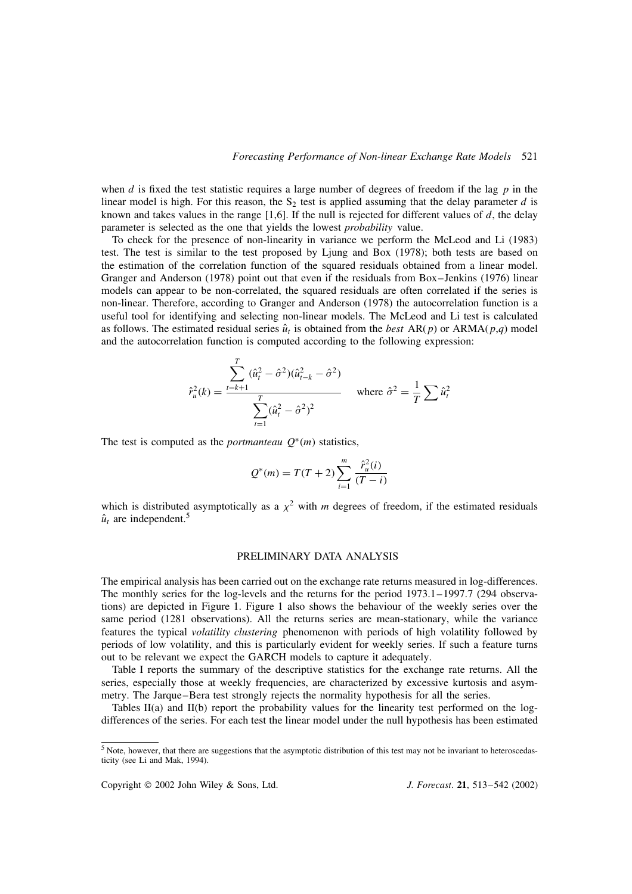when $d$ is fixed the test statistic requires a large number of degrees of freedom if the lag $p$ in the linear model is high. For this reason, the $S_2$ test is applied assuming that the delay parameter $d$ is known and takes values in the range [1,6]. If the null is rejected for different values of $d$, the delay parameter is selected as the one that yields the lowest *probability* value.

To check for the presence of non-linearity in variance we perform the McLeod and Li (1983) test. The test is similar to the test proposed by Ljung and Box (1978); both tests are based on the estimation of the correlation function of the squared residuals obtained from a linear model. Granger and Anderson (1978) point out that even if the residuals from Box–Jenkins (1976) linear models can appear to be non-correlated, the squared residuals are often correlated if the series is non-linear. Therefore, according to Granger and Anderson (1978) the autocorrelation function is a useful tool for identifying and selecting non-linear models. The McLeod and Li test is calculated as follows. The estimated residual series $\hat{u}_t$ is obtained from the *best* AR($p$) or ARMA($p$,$q$) model and the autocorrelation function is computed according to the following expression:

$$\hat{r}_u^2(k) = \frac{\sum_{t=k+1}^{T} (\hat{u}_t^2 - \hat{\sigma}^2)(\hat{u}_{t-k}^2 - \hat{\sigma}^2)}{\sum_{t=1}^{T} (\hat{u}_t^2 - \hat{\sigma}^2)^2} \quad \text{where } \hat{\sigma}^2 = \frac{1}{T}\sum \hat{u}_t^2$$

The test is computed as the *portmanteau* $Q^*(m)$ statistics,

$$Q^*(m) = T(T+2)\sum_{i=1}^{m} \frac{\hat{r}_u^2(i)}{(T-i)}$$

which is distributed asymptotically as a $\chi^2$ with $m$ degrees of freedom, if the estimated residuals $\hat{u}_t$ are independent.[5]

## PRELIMINARY DATA ANALYSIS

The empirical analysis has been carried out on the exchange rate returns measured in log-differences. The monthly series for the log-levels and the returns for the period 1973.1–1997.7 (294 observations) are depicted in Figure 1. Figure 1 also shows the behaviour of the weekly series over the same period (1281 observations). All the returns series are mean-stationary, while the variance features the typical *volatility clustering* phenomenon with periods of high volatility followed by periods of low volatility, and this is particularly evident for weekly series. If such a feature turns out to be relevant we expect the GARCH models to capture it adequately.

Table I reports the summary of the descriptive statistics for the exchange rate returns. All the series, especially those at weekly frequencies, are characterized by excessive kurtosis and asymmetry. The Jarque–Bera test strongly rejects the normality hypothesis for all the series.

Tables II(a) and II(b) report the probability values for the linearity test performed on the log-differences of the series. For each test the linear model under the null hypothesis has been estimated

[5] Note, however, that there are suggestions that the asymptotic distribution of this test may not be invariant to heteroscedasticity (see Li and Mak, 1994).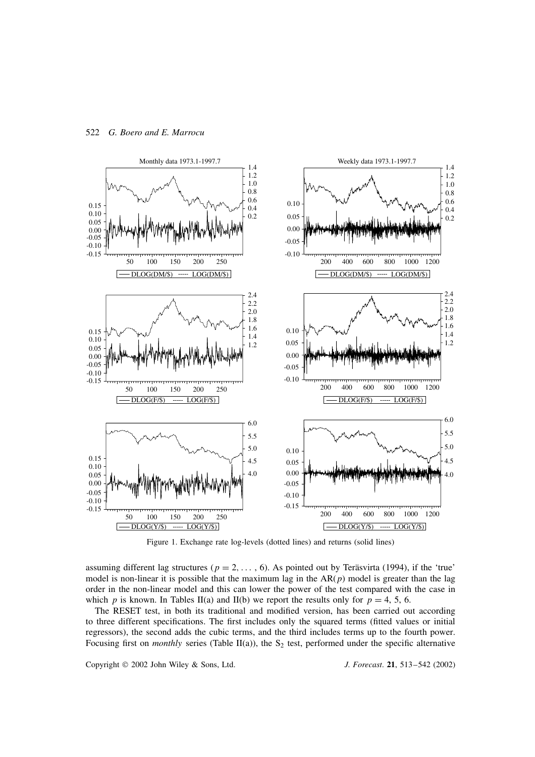Figure 1. Exchange rate log-levels (dotted lines) and returns (solid lines)

assuming different lag structures ($p = 2, \ldots, 6$). As pointed out by Teräsvirta (1994), if the 'true' model is non-linear it is possible that the maximum lag in the AR($p$) model is greater than the lag order in the non-linear model and this can lower the power of the test compared with the case in which $p$ is known. In Tables II(a) and II(b) we report the results only for $p = 4, 5, 6$.

The RESET test, in both its traditional and modified version, has been carried out according to three different specifications. The first includes only the squared terms (fitted values or initial regressors), the second adds the cubic terms, and the third includes terms up to the fourth power. Focusing first on *monthly* series (Table II(a)), the $S_2$ test, performed under the specific alternative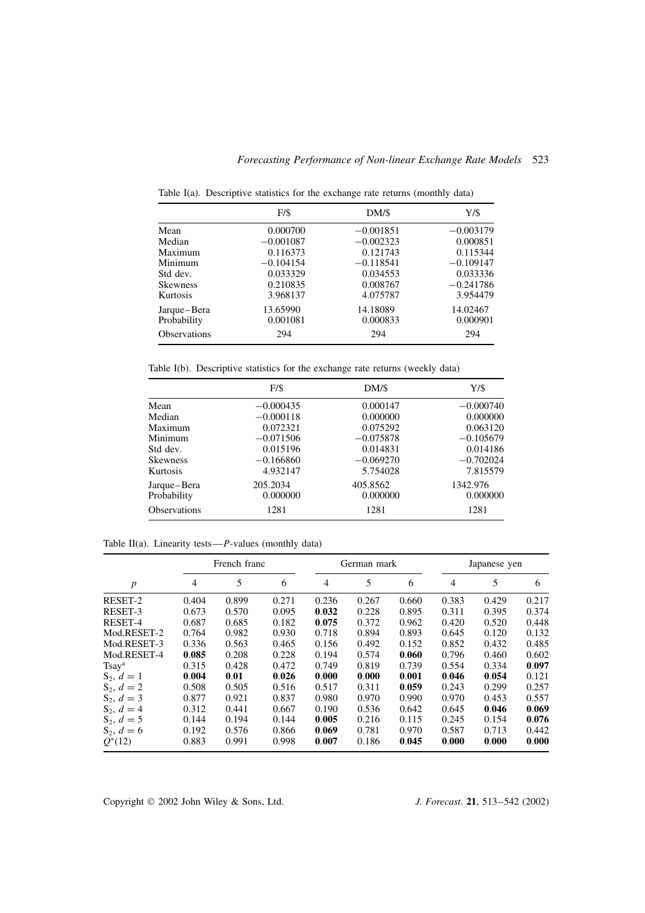Table I(a). Descriptive statistics for the exchange rate returns (monthly data)

| | F/$ | DM/$ | Y/$ |
|---|---|---|---|
| Mean | 0.000700 | −0.001851 | −0.003179 |
| Median | −0.001087 | −0.002323 | 0.000851 |
| Maximum | 0.116373 | 0.121743 | 0.115344 |
| Minimum | −0.104154 | −0.118541 | −0.109147 |
| Std dev. | 0.033329 | 0.034553 | 0.033336 |
| Skewness | 0.210835 | 0.008767 | −0.241786 |
| Kurtosis | 3.968137 | 4.075787 | 3.954479 |
| Jarque–Bera | 13.65990 | 14.18089 | 14.02467 |
| Probability | 0.001081 | 0.000833 | 0.000901 |
| Observations | 294 | 294 | 294 |

Table I(b). Descriptive statistics for the exchange rate returns (weekly data)

| | F/$ | DM/$ | Y/$ |
|---|---|---|---|
| Mean | −0.000435 | 0.000147 | −0.000740 |
| Median | −0.000118 | 0.000000 | 0.000000 |
| Maximum | 0.072321 | 0.075292 | 0.063120 |
| Minimum | −0.071506 | −0.075878 | −0.105679 |
| Std dev. | 0.015196 | 0.014831 | 0.014186 |
| Skewness | −0.166860 | −0.069270 | −0.702024 |
| Kurtosis | 4.932147 | 5.754028 | 7.815579 |
| Jarque–Bera | 205.2034 | 405.8562 | 1342.976 |
| Probability | 0.000000 | 0.000000 | 0.000000 |
| Observations | 1281 | 1281 | 1281 |

Table II(a). Linearity tests—*P*-values (monthly data)

| | French franc | | | German mark | | | Japanese yen | | |
|---|---|---|---|---|---|---|---|---|---|
| $p$ | 4 | 5 | 6 | 4 | 5 | 6 | 4 | 5 | 6 |
| RESET-2 | 0.404 | 0.899 | 0.271 | 0.236 | 0.267 | 0.660 | 0.383 | 0.429 | 0.217 |
| RESET-3 | 0.673 | 0.570 | 0.095 | **0.032** | 0.228 | 0.895 | 0.311 | 0.395 | 0.374 |
| RESET-4 | 0.687 | 0.685 | 0.182 | **0.075** | 0.372 | 0.962 | 0.420 | 0.520 | 0.448 |
| Mod.RESET-2 | 0.764 | 0.982 | 0.930 | 0.718 | 0.894 | 0.893 | 0.645 | 0.120 | 0.132 |
| Mod.RESET-3 | 0.336 | 0.563 | 0.465 | 0.156 | 0.492 | 0.152 | 0.852 | 0.432 | 0.485 |
| Mod.RESET-4 | **0.085** | 0.208 | 0.228 | 0.194 | 0.574 | **0.060** | 0.796 | 0.460 | 0.602 |
| Tsay[a] | 0.315 | 0.428 | 0.472 | 0.749 | 0.819 | 0.739 | 0.554 | 0.334 | **0.097** |
| $S_2$, $d = 1$ | **0.004** | **0.01** | **0.026** | **0.000** | **0.000** | **0.001** | **0.046** | **0.054** | 0.121 |
| $S_2$, $d = 2$ | 0.508 | 0.505 | 0.516 | 0.517 | 0.311 | **0.059** | 0.243 | 0.299 | 0.257 |
| $S_2$, $d = 3$ | 0.877 | 0.921 | 0.837 | 0.980 | 0.970 | 0.990 | 0.970 | 0.453 | 0.557 |
| $S_2$, $d = 4$ | 0.312 | 0.441 | 0.667 | 0.190 | 0.536 | 0.642 | 0.645 | **0.046** | **0.069** |
| $S_2$, $d = 5$ | 0.144 | 0.194 | 0.144 | **0.005** | 0.216 | 0.115 | 0.245 | 0.154 | **0.076** |
| $S_2$, $d = 6$ | 0.192 | 0.576 | 0.866 | **0.069** | 0.781 | 0.970 | 0.587 | 0.713 | 0.442 |
| $Q^*(12)$ | 0.883 | 0.991 | 0.998 | **0.007** | 0.186 | **0.045** | **0.000** | **0.000** | **0.000** |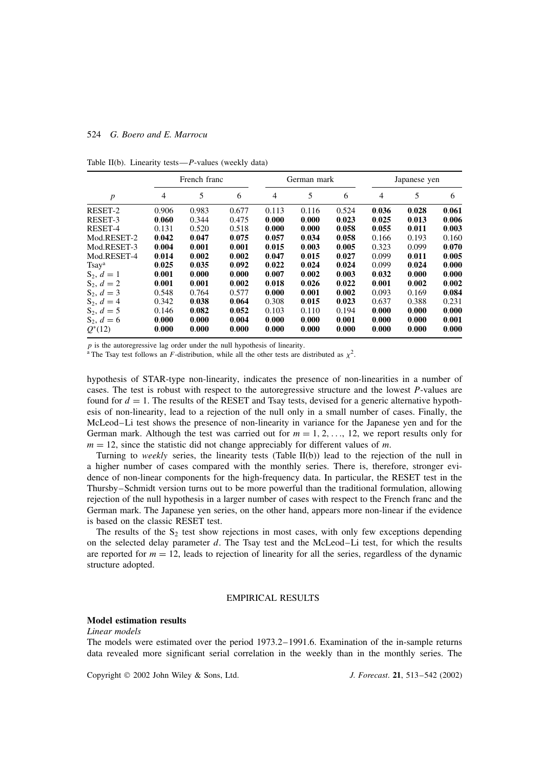Table II(b). Linearity tests—*P*-values (weekly data)

| | French franc | | | German mark | | | Japanese yen | | |
|---|---|---|---|---|---|---|---|---|---|
| $p$ | 4 | 5 | 6 | 4 | 5 | 6 | 4 | 5 | 6 |
| RESET-2 | 0.906 | 0.983 | 0.677 | 0.113 | 0.116 | 0.524 | **0.036** | **0.028** | **0.061** |
| RESET-3 | **0.060** | 0.344 | 0.475 | **0.000** | **0.000** | **0.023** | **0.025** | **0.013** | **0.006** |
| RESET-4 | 0.131 | 0.520 | 0.518 | **0.000** | **0.000** | **0.058** | **0.055** | **0.011** | **0.003** |
| Mod.RESET-2 | **0.042** | **0.047** | **0.075** | **0.057** | **0.034** | **0.058** | 0.166 | 0.193 | 0.160 |
| Mod.RESET-3 | **0.004** | **0.001** | **0.001** | **0.015** | **0.003** | **0.005** | 0.323 | 0.099 | **0.070** |
| Mod.RESET-4 | **0.014** | **0.002** | **0.002** | **0.047** | **0.015** | **0.027** | 0.099 | **0.011** | **0.005** |
| Tsay[a] | **0.025** | **0.035** | **0.092** | **0.022** | **0.024** | **0.024** | 0.099 | **0.024** | **0.000** |
| $S_2$, $d = 1$ | **0.001** | **0.000** | **0.000** | **0.007** | **0.002** | **0.003** | **0.032** | **0.000** | **0.000** |
| $S_2$, $d = 2$ | **0.001** | **0.001** | **0.002** | **0.018** | **0.026** | **0.022** | **0.001** | **0.002** | **0.002** |
| $S_2$, $d = 3$ | 0.548 | 0.764 | 0.577 | **0.000** | **0.001** | **0.002** | 0.093 | 0.169 | **0.084** |
| $S_2$, $d = 4$ | 0.342 | **0.038** | **0.064** | 0.308 | **0.015** | **0.023** | 0.637 | 0.388 | 0.231 |
| $S_2$, $d = 5$ | 0.146 | **0.082** | **0.052** | 0.103 | 0.110 | 0.194 | **0.000** | **0.000** | **0.000** |
| $S_2$, $d = 6$ | **0.000** | **0.000** | **0.004** | **0.000** | **0.000** | **0.001** | **0.000** | **0.000** | **0.001** |
| $Q^*(12)$ | **0.000** | **0.000** | **0.000** | **0.000** | **0.000** | **0.000** | **0.000** | **0.000** | **0.000** |

$p$ is the autoregressive lag order under the null hypothesis of linearity.
[a] The Tsay test follows an $F$-distribution, while all the other tests are distributed as $\chi^2$.

hypothesis of STAR-type non-linearity, indicates the presence of non-linearities in a number of cases. The test is robust with respect to the autoregressive structure and the lowest $P$-values are found for $d = 1$. The results of the RESET and Tsay tests, devised for a generic alternative hypothesis of non-linearity, lead to a rejection of the null only in a small number of cases. Finally, the McLeod–Li test shows the presence of non-linearity in variance for the Japanese yen and for the German mark. Although the test was carried out for $m = 1, 2, \ldots, 12$, we report results only for $m = 12$, since the statistic did not change appreciably for different values of $m$.

Turning to *weekly* series, the linearity tests (Table II(b)) lead to the rejection of the null in a higher number of cases compared with the monthly series. There is, therefore, stronger evidence of non-linear components for the high-frequency data. In particular, the RESET test in the Thursby–Schmidt version turns out to be more powerful than the traditional formulation, allowing rejection of the null hypothesis in a larger number of cases with respect to the French franc and the German mark. The Japanese yen series, on the other hand, appears more non-linear if the evidence is based on the classic RESET test.

The results of the $S_2$ test show rejections in most cases, with only few exceptions depending on the selected delay parameter $d$. The Tsay test and the McLeod–Li test, for which the results are reported for $m = 12$, leads to rejection of linearity for all the series, regardless of the dynamic structure adopted.

## EMPIRICAL RESULTS

### Model estimation results

*Linear models*

The models were estimated over the period 1973.2–1991.6. Examination of the in-sample returns data revealed more significant serial correlation in the weekly than in the monthly series. The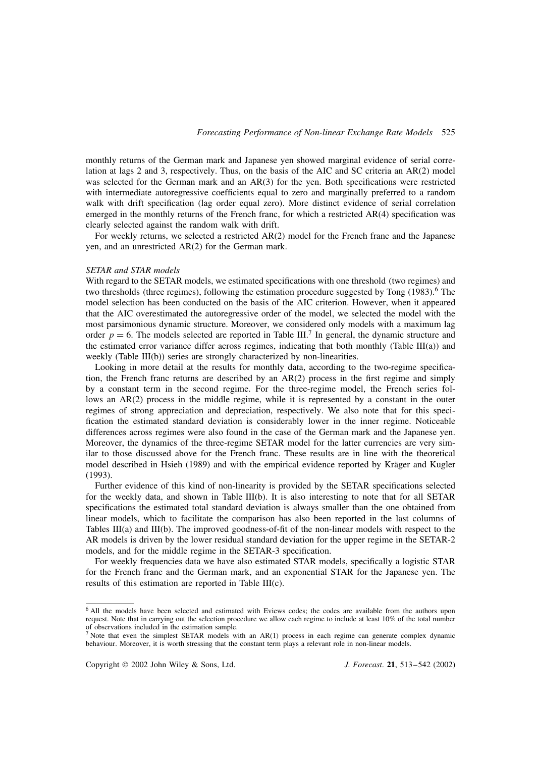monthly returns of the German mark and Japanese yen showed marginal evidence of serial correlation at lags 2 and 3, respectively. Thus, on the basis of the AIC and SC criteria an AR(2) model was selected for the German mark and an AR(3) for the yen. Both specifications were restricted with intermediate autoregressive coefficients equal to zero and marginally preferred to a random walk with drift specification (lag order equal zero). More distinct evidence of serial correlation emerged in the monthly returns of the French franc, for which a restricted AR(4) specification was clearly selected against the random walk with drift.

For weekly returns, we selected a restricted AR(2) model for the French franc and the Japanese yen, and an unrestricted AR(2) for the German mark.

*SETAR and STAR models*

With regard to the SETAR models, we estimated specifications with one threshold (two regimes) and two thresholds (three regimes), following the estimation procedure suggested by Tong (1983).[6] The model selection has been conducted on the basis of the AIC criterion. However, when it appeared that the AIC overestimated the autoregressive order of the model, we selected the model with the most parsimonious dynamic structure. Moreover, we considered only models with a maximum lag order $p = 6$. The models selected are reported in Table III.[7] In general, the dynamic structure and the estimated error variance differ across regimes, indicating that both monthly (Table III(a)) and weekly (Table III(b)) series are strongly characterized by non-linearities.

Looking in more detail at the results for monthly data, according to the two-regime specification, the French franc returns are described by an AR(2) process in the first regime and simply by a constant term in the second regime. For the three-regime model, the French series follows an AR(2) process in the middle regime, while it is represented by a constant in the outer regimes of strong appreciation and depreciation, respectively. We also note that for this specification the estimated standard deviation is considerably lower in the inner regime. Noticeable differences across regimes were also found in the case of the German mark and the Japanese yen. Moreover, the dynamics of the three-regime SETAR model for the latter currencies are very similar to those discussed above for the French franc. These results are in line with the theoretical model described in Hsieh (1989) and with the empirical evidence reported by Kräger and Kugler (1993).

Further evidence of this kind of non-linearity is provided by the SETAR specifications selected for the weekly data, and shown in Table III(b). It is also interesting to note that for all SETAR specifications the estimated total standard deviation is always smaller than the one obtained from linear models, which to facilitate the comparison has also been reported in the last columns of Tables III(a) and III(b). The improved goodness-of-fit of the non-linear models with respect to the AR models is driven by the lower residual standard deviation for the upper regime in the SETAR-2 models, and for the middle regime in the SETAR-3 specification.

For weekly frequencies data we have also estimated STAR models, specifically a logistic STAR for the French franc and the German mark, and an exponential STAR for the Japanese yen. The results of this estimation are reported in Table III(c).

---

[6] All the models have been selected and estimated with Eviews codes; the codes are available from the authors upon request. Note that in carrying out the selection procedure we allow each regime to include at least 10% of the total number of observations included in the estimation sample.

[7] Note that even the simplest SETAR models with an AR(1) process in each regime can generate complex dynamic behaviour. Moreover, it is worth stressing that the constant term plays a relevant role in non-linear models.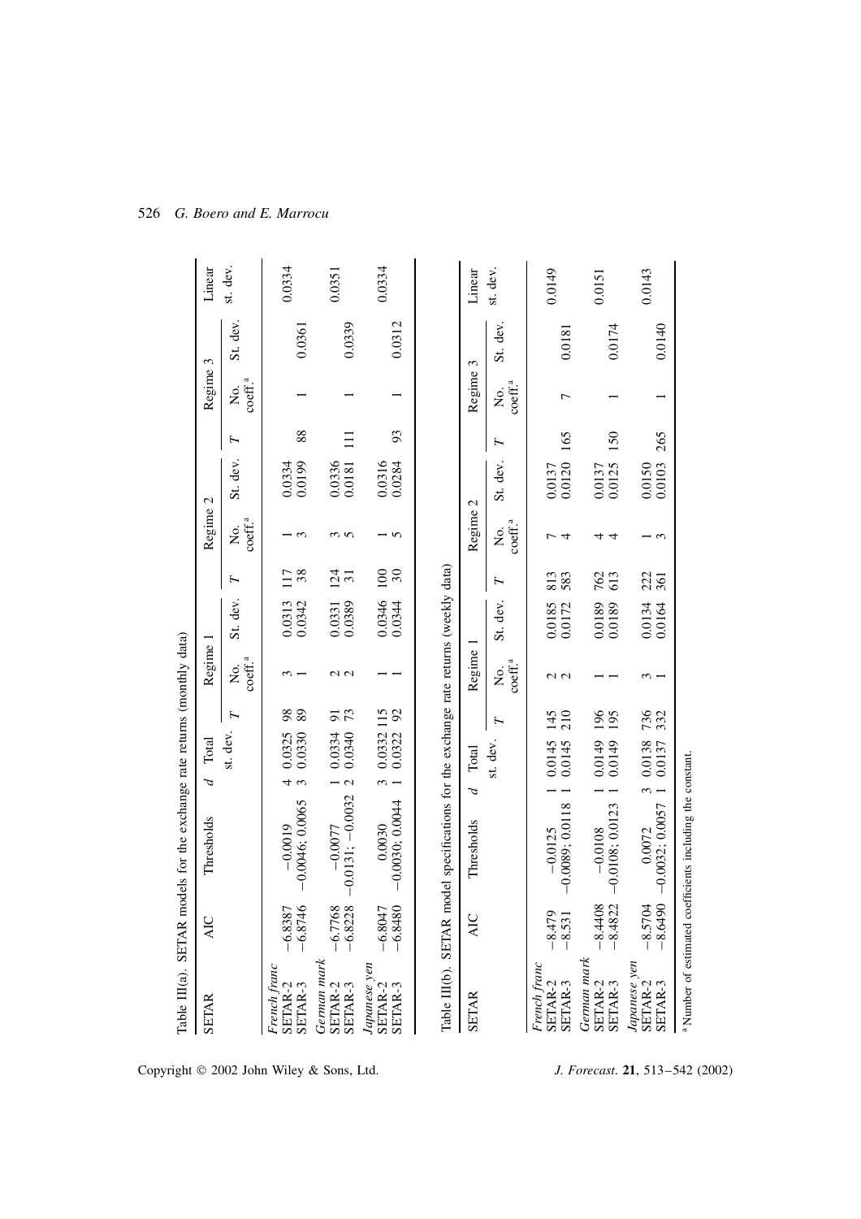Table III(a). SETAR models for the exchange rate returns (monthly data)

| SETAR | AIC | Thresholds | d | Total | | Regime 1 | | | Regime 2 | | | Regime 3 | | | Linear |
|---|---|---|---|---|---|---|---|---|---|---|---|---|---|---|---|
| | | | | st. dev. | T | No. coeff.[a] | St. dev. | T | No. coeff.[a] | St. dev. | T | No. coeff.[a] | St. dev. | | st. dev. |
| *French franc* | | | | | | | | | | | | | | | |
| SETAR-2 | −6.8387 | −0.0019 | 4 | 0.0325 | 98 | 3 | 0.0313 | 117 | 1 | 0.0334 | | | | | |
| SETAR-3 | −6.8746 | −0.0046; 0.0065 | 3 | 0.0330 | 89 | 1 | 0.0342 | 38 | 3 | 0.0199 | 88 | 1 | 0.0361 | | 0.0334 |
| *German mark* | | | | | | | | | | | | | | | |
| SETAR-2 | −6.7768 | −0.0077 | 1 | 0.0334 | 91 | 2 | 0.0331 | 124 | 3 | 0.0336 | | | | | |
| SETAR-3 | −6.8228 | −0.0131; −0.0032 | 2 | 0.0340 | 73 | 2 | 0.0389 | 31 | 5 | 0.0181 | 111 | 1 | 0.0339 | | 0.0351 |
| *Japanese yen* | | | | | | | | | | | | | | | |
| SETAR-2 | −6.8047 | 0.0030 | 3 | 0.0332 | 115 | 1 | 0.0346 | 100 | 1 | 0.0316 | | | | | |
| SETAR-3 | −6.8480 | −0.0030; 0.0044 | 1 | 0.0322 | 92 | 1 | 0.0344 | 30 | 5 | 0.0284 | 93 | 1 | 0.0312 | | 0.0334 |

Table III(b). SETAR model specifications for the exchange rate returns (weekly data)

| SETAR | AIC | Thresholds | d | Total | | Regime 1 | | | Regime 2 | | | Regime 3 | | | Linear |
|---|---|---|---|---|---|---|---|---|---|---|---|---|---|---|---|
| | | | | st. dev. | T | No. coeff.[a] | St. dev. | T | No. coeff.[a] | St. dev. | T | No. coeff.[a] | St. dev. | | st. dev. |
| *French franc* | | | | | | | | | | | | | | | |
| SETAR-2 | −8.479 | −0.0125 | 1 | 0.0145 | 145 | 2 | 0.0185 | 813 | 7 | 0.0137 | | | | | |
| SETAR-3 | −8.531 | −0.0089; 0.0118 | 1 | 0.0145 | 210 | 2 | 0.0172 | 583 | 4 | 0.0120 | 165 | 7 | 0.0181 | | 0.0149 |
| *German mark* | | | | | | | | | | | | | | | |
| SETAR-2 | −8.4408 | −0.0108 | 1 | 0.0149 | 196 | 1 | 0.0189 | 762 | 4 | 0.0137 | | | | | |
| SETAR-3 | −8.4822 | −0.0108; 0.0123 | 1 | 0.0149 | 195 | 1 | 0.0189 | 613 | 4 | 0.0125 | 150 | 1 | 0.0174 | | 0.0151 |
| *Japanese yen* | | | | | | | | | | | | | | | |
| SETAR-2 | −8.5704 | 0.0072 | 3 | 0.0138 | 736 | 3 | 0.0134 | 222 | 1 | 0.0150 | | | | | |
| SETAR-3 | −8.6490 | −0.0032; 0.0057 | 1 | 0.0137 | 332 | 1 | 0.0164 | 361 | 3 | 0.0103 | 265 | 1 | 0.0140 | | 0.0143 |

[a] Number of estimated coefficients including the constant.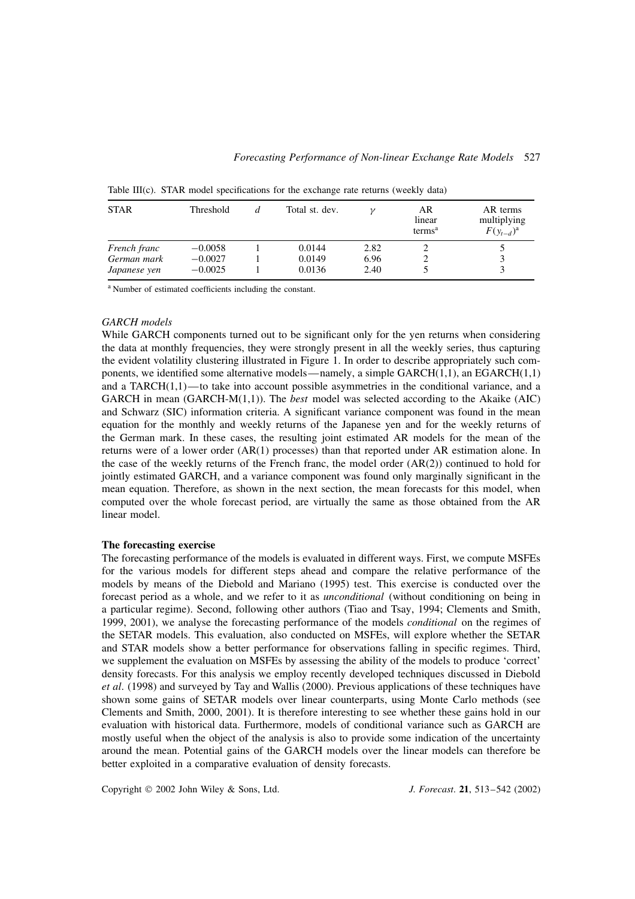Table III(c). STAR model specifications for the exchange rate returns (weekly data)

| STAR | Threshold | $d$ | Total st. dev. | $\gamma$ | AR linear terms[a] | AR terms multiplying $F(y_{t-d})$[a] |
|---|---|---|---|---|---|---|
| *French franc* | −0.0058 | 1 | 0.0144 | 2.82 | 2 | 5 |
| *German mark* | −0.0027 | 1 | 0.0149 | 6.96 | 2 | 3 |
| *Japanese yen* | −0.0025 | 1 | 0.0136 | 2.40 | 5 | 3 |

[a] Number of estimated coefficients including the constant.

### *GARCH models*

While GARCH components turned out to be significant only for the yen returns when considering the data at monthly frequencies, they were strongly present in all the weekly series, thus capturing the evident volatility clustering illustrated in Figure 1. In order to describe appropriately such components, we identified some alternative models—namely, a simple GARCH(1,1), an EGARCH(1,1) and a TARCH(1,1)—to take into account possible asymmetries in the conditional variance, and a GARCH in mean (GARCH-M(1,1)). The *best* model was selected according to the Akaike (AIC) and Schwarz (SIC) information criteria. A significant variance component was found in the mean equation for the monthly and weekly returns of the Japanese yen and for the weekly returns of the German mark. In these cases, the resulting joint estimated AR models for the mean of the returns were of a lower order (AR(1) processes) than that reported under AR estimation alone. In the case of the weekly returns of the French franc, the model order (AR(2)) continued to hold for jointly estimated GARCH, and a variance component was found only marginally significant in the mean equation. Therefore, as shown in the next section, the mean forecasts for this model, when computed over the whole forecast period, are virtually the same as those obtained from the AR linear model.

## The forecasting exercise

The forecasting performance of the models is evaluated in different ways. First, we compute MSFEs for the various models for different steps ahead and compare the relative performance of the models by means of the Diebold and Mariano (1995) test. This exercise is conducted over the forecast period as a whole, and we refer to it as *unconditional* (without conditioning on being in a particular regime). Second, following other authors (Tiao and Tsay, 1994; Clements and Smith, 1999, 2001), we analyse the forecasting performance of the models *conditional* on the regimes of the SETAR models. This evaluation, also conducted on MSFEs, will explore whether the SETAR and STAR models show a better performance for observations falling in specific regimes. Third, we supplement the evaluation on MSFEs by assessing the ability of the models to produce 'correct' density forecasts. For this analysis we employ recently developed techniques discussed in Diebold *et al*. (1998) and surveyed by Tay and Wallis (2000). Previous applications of these techniques have shown some gains of SETAR models over linear counterparts, using Monte Carlo methods (see Clements and Smith, 2000, 2001). It is therefore interesting to see whether these gains hold in our evaluation with historical data. Furthermore, models of conditional variance such as GARCH are mostly useful when the object of the analysis is also to provide some indication of the uncertainty around the mean. Potential gains of the GARCH models over the linear models can therefore be better exploited in a comparative evaluation of density forecasts.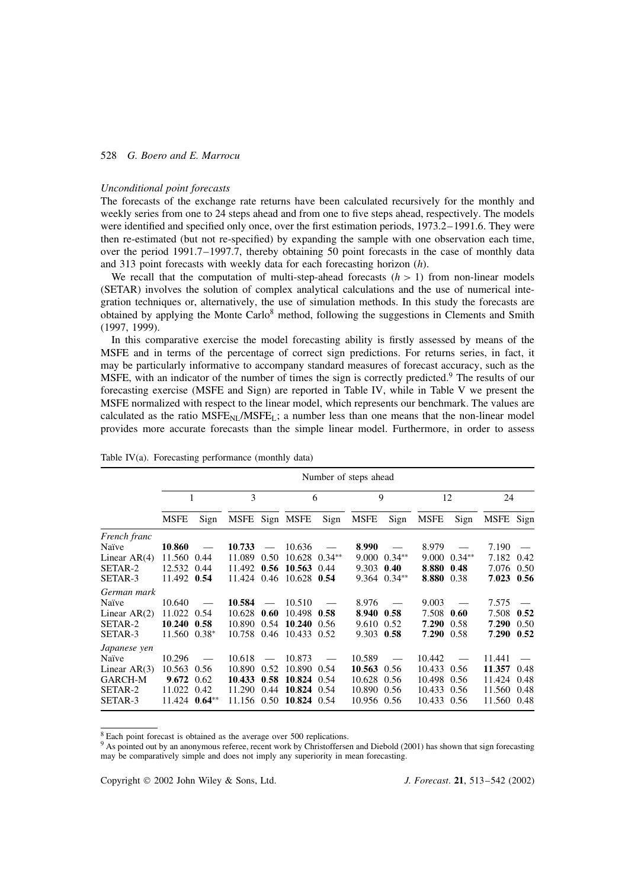*Unconditional point forecasts*

The forecasts of the exchange rate returns have been calculated recursively for the monthly and weekly series from one to 24 steps ahead and from one to five steps ahead, respectively. The models were identified and specified only once, over the first estimation periods, 1973.2–1991.6. They were then re-estimated (but not re-specified) by expanding the sample with one observation each time, over the period 1991.7–1997.7, thereby obtaining 50 point forecasts in the case of monthly data and 313 point forecasts with weekly data for each forecasting horizon ($h$).

We recall that the computation of multi-step-ahead forecasts ($h > 1$) from non-linear models (SETAR) involves the solution of complex analytical calculations and the use of numerical integration techniques or, alternatively, the use of simulation methods. In this study the forecasts are obtained by applying the Monte Carlo[8] method, following the suggestions in Clements and Smith (1997, 1999).

In this comparative exercise the model forecasting ability is firstly assessed by means of the MSFE and in terms of the percentage of correct sign predictions. For returns series, in fact, it may be particularly informative to accompany standard measures of forecast accuracy, such as the MSFE, with an indicator of the number of times the sign is correctly predicted.[9] The results of our forecasting exercise (MSFE and Sign) are reported in Table IV, while in Table V we present the MSFE normalized with respect to the linear model, which represents our benchmark. The values are calculated as the ratio $MSFE_{NL}/MSFE_{L}$; a number less than one means that the non-linear model provides more accurate forecasts than the simple linear model. Furthermore, in order to assess

Table IV(a). Forecasting performance (monthly data)

| | Number of steps ahead | | | | | | | | | | | |
|---|---|---|---|---|---|---|---|---|---|---|---|---|
| | 1 | | 3 | | 6 | | 9 | | 12 | | 24 | |
| | MSFE | Sign | MSFE | Sign | MSFE | Sign | MSFE | Sign | MSFE | Sign | MSFE | Sign |
| *French franc* | | | | | | | | | | | | |
| Naïve | **10.860** | — | **10.733** | — | 10.636 | — | **8.990** | — | 8.979 | — | 7.190 | — |
| Linear AR(4) | 11.560 | 0.44 | 11.089 | 0.50 | 10.628 | 0.34** | 9.000 | 0.34** | 9.000 | 0.34** | 7.182 | 0.42 |
| SETAR-2 | 12.532 | 0.44 | 11.492 | **0.56** | **10.563** | 0.44 | 9.303 | **0.40** | **8.880** | **0.48** | 7.076 | 0.50 |
| SETAR-3 | 11.492 | **0.54** | 11.424 | 0.46 | 10.628 | **0.54** | 9.364 | 0.34** | **8.880** | 0.38 | **7.023** | **0.56** |
| *German mark* | | | | | | | | | | | | |
| Naïve | 10.640 | — | **10.584** | — | 10.510 | — | 8.976 | — | 9.003 | — | 7.575 | — |
| Linear AR(2) | 11.022 | 0.54 | 10.628 | **0.60** | 10.498 | **0.58** | **8.940** | **0.58** | 7.508 | **0.60** | 7.508 | **0.52** |
| SETAR-2 | **10.240** | **0.58** | 10.890 | 0.54 | **10.240** | 0.56 | 9.610 | 0.52 | **7.290** | 0.58 | **7.290** | 0.50 |
| SETAR-3 | 11.560 | 0.38* | 10.758 | 0.46 | 10.433 | 0.52 | 9.303 | **0.58** | **7.290** | 0.58 | **7.290** | **0.52** |
| *Japanese yen* | | | | | | | | | | | | |
| Naïve | 10.296 | — | 10.618 | — | 10.873 | — | 10.589 | — | 10.442 | — | 11.441 | — |
| Linear AR(3) | 10.563 | 0.56 | 10.890 | 0.52 | 10.890 | 0.54 | **10.563** | 0.56 | 10.433 | 0.56 | **11.357** | 0.48 |
| GARCH-M | **9.672** | 0.62 | **10.433** | **0.58** | 10.824 | 0.54 | 10.628 | 0.56 | 10.498 | 0.56 | 11.424 | 0.48 |
| SETAR-2 | 11.022 | 0.42 | 11.290 | 0.44 | **10.824** | 0.54 | 10.890 | 0.56 | 10.433 | 0.56 | 11.560 | 0.48 |
| SETAR-3 | 11.424 | **0.64**** | 11.156 | 0.50 | **10.824** | 0.54 | 10.956 | 0.56 | 10.433 | 0.56 | 11.560 | 0.48 |

[8] Each point forecast is obtained as the average over 500 replications.

[9] As pointed out by an anonymous referee, recent work by Christoffersen and Diebold (2001) has shown that sign forecasting may be comparatively simple and does not imply any superiority in mean forecasting.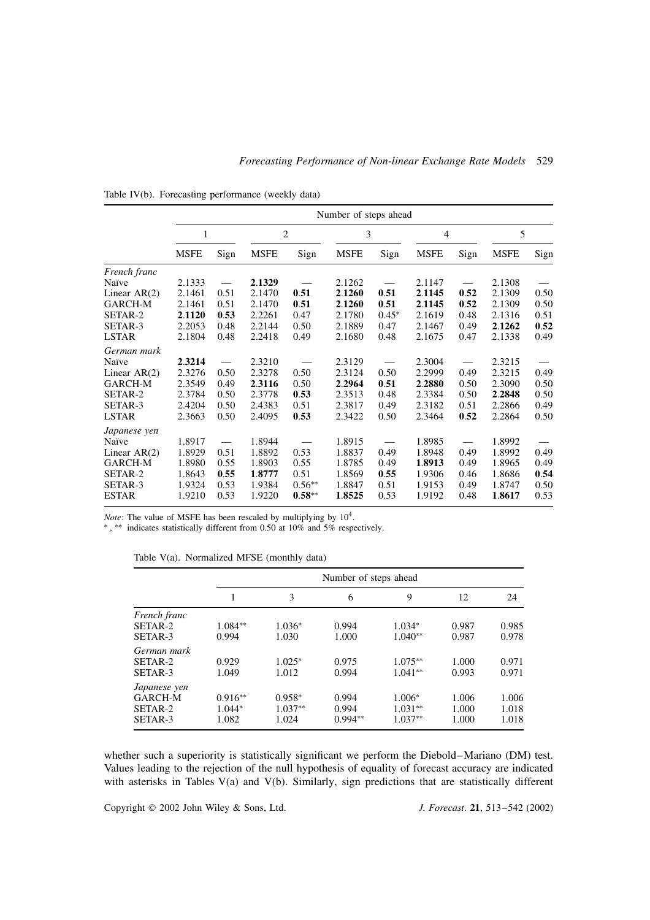Table IV(b). Forecasting performance (weekly data)

| | Number of steps ahead | | | | | | | | | |
|---|---|---|---|---|---|---|---|---|---|---|
| | 1 | | 2 | | 3 | | 4 | | 5 | |
| | MSFE | Sign | MSFE | Sign | MSFE | Sign | MSFE | Sign | MSFE | Sign |
| *French franc* | | | | | | | | | | |
| Naïve | 2.1333 | — | **2.1329** | — | 2.1262 | — | 2.1147 | — | 2.1308 | — |
| Linear AR(2) | 2.1461 | 0.51 | 2.1470 | **0.51** | **2.1260** | **0.51** | **2.1145** | **0.52** | 2.1309 | 0.50 |
| GARCH-M | 2.1461 | 0.51 | 2.1470 | **0.51** | **2.1260** | **0.51** | **2.1145** | **0.52** | 2.1309 | 0.50 |
| SETAR-2 | **2.1120** | **0.53** | 2.2261 | 0.47 | 2.1780 | 0.45* | 2.1619 | 0.48 | 2.1316 | 0.51 |
| SETAR-3 | 2.2053 | 0.48 | 2.2144 | 0.50 | 2.1889 | 0.47 | 2.1467 | 0.49 | **2.1262** | **0.52** |
| LSTAR | 2.1804 | 0.48 | 2.2418 | 0.49 | 2.1680 | 0.48 | 2.1675 | 0.47 | 2.1338 | 0.49 |
| *German mark* | | | | | | | | | | |
| Naïve | **2.3214** | — | 2.3210 | — | 2.3129 | — | 2.3004 | — | 2.3215 | — |
| Linear AR(2) | 2.3276 | 0.50 | 2.3278 | 0.50 | 2.3124 | 0.50 | 2.2999 | 0.49 | 2.3215 | 0.49 |
| GARCH-M | 2.3549 | 0.49 | **2.3116** | 0.50 | **2.2964** | **0.51** | **2.2880** | 0.50 | 2.3090 | 0.50 |
| SETAR-2 | 2.3784 | 0.50 | 2.3778 | **0.53** | 2.3513 | 0.48 | 2.3384 | 0.50 | **2.2848** | 0.50 |
| SETAR-3 | 2.4204 | 0.50 | 2.4383 | 0.51 | 2.3817 | 0.49 | 2.3182 | 0.51 | 2.2866 | 0.49 |
| LSTAR | 2.3663 | 0.50 | 2.4095 | **0.53** | 2.3422 | 0.50 | 2.3464 | **0.52** | 2.2864 | 0.50 |
| *Japanese yen* | | | | | | | | | | |
| Naïve | 1.8917 | — | 1.8944 | — | 1.8915 | — | 1.8985 | — | 1.8992 | — |
| Linear AR(2) | 1.8929 | 0.51 | 1.8892 | 0.53 | 1.8837 | 0.49 | 1.8948 | 0.49 | 1.8992 | 0.49 |
| GARCH-M | 1.8980 | 0.55 | 1.8903 | 0.55 | 1.8785 | 0.49 | **1.8913** | 0.49 | 1.8965 | 0.49 |
| SETAR-2 | 1.8643 | **0.55** | **1.8777** | 0.51 | 1.8569 | **0.55** | 1.9306 | 0.46 | 1.8686 | **0.54** |
| SETAR-3 | 1.9324 | 0.53 | 1.9384 | 0.56** | 1.8847 | 0.51 | 1.9153 | 0.49 | 1.8747 | 0.50 |
| ESTAR | 1.9210 | 0.53 | 1.9220 | **0.58****| **1.8525** | 0.53 | 1.9192 | 0.48 | **1.8617** | 0.53 |

*Note*: The value of MSFE has been rescaled by multiplying by $10^4$.

\*, \*\* indicates statistically different from 0.50 at 10% and 5% respectively.

Table V(a). Normalized MFSE (monthly data)

| | Number of steps ahead | | | | | |
|---|---|---|---|---|---|---|
| | 1 | 3 | 6 | 9 | 12 | 24 |
| *French franc* | | | | | | |
| SETAR-2 | 1.084** | 1.036* | 0.994 | 1.034* | 0.987 | 0.985 |
| SETAR-3 | 0.994 | 1.030 | 1.000 | 1.040** | 0.987 | 0.978 |
| *German mark* | | | | | | |
| SETAR-2 | 0.929 | 1.025* | 0.975 | 1.075** | 1.000 | 0.971 |
| SETAR-3 | 1.049 | 1.012 | 0.994 | 1.041** | 0.993 | 0.971 |
| *Japanese yen* | | | | | | |
| GARCH-M | 0.916** | 0.958* | 0.994 | 1.006* | 1.006 | 1.006 |
| SETAR-2 | 1.044* | 1.037** | 0.994 | 1.031** | 1.000 | 1.018 |
| SETAR-3 | 1.082 | 1.024 | 0.994** | 1.037** | 1.000 | 1.018 |

whether such a superiority is statistically significant we perform the Diebold–Mariano (DM) test. Values leading to the rejection of the null hypothesis of equality of forecast accuracy are indicated with asterisks in Tables V(a) and V(b). Similarly, sign predictions that are statistically different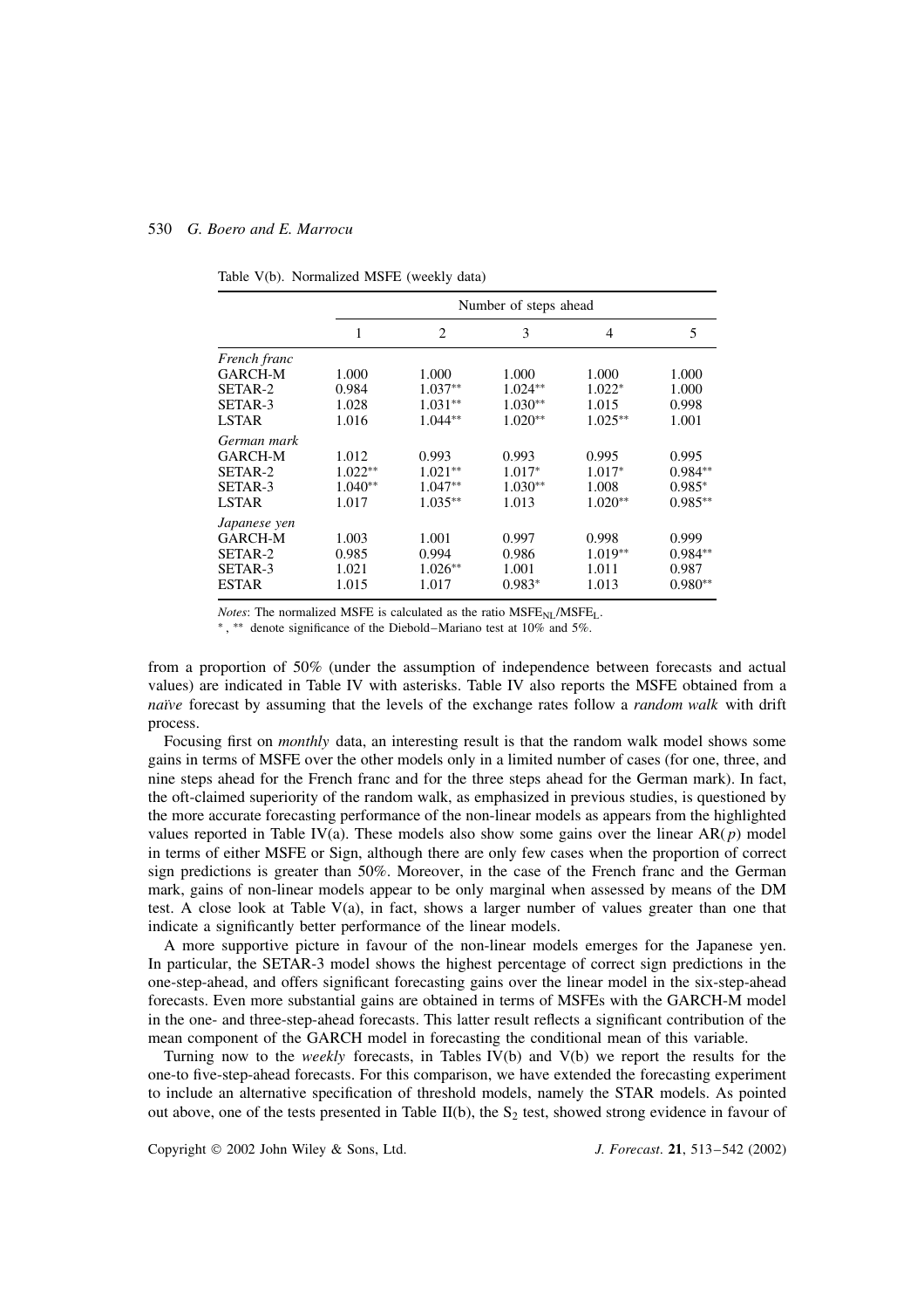Table V(b). Normalized MSFE (weekly data)

| | Number of steps ahead | | | | |
|---|---|---|---|---|---|
| | 1 | 2 | 3 | 4 | 5 |
| *French franc* | | | | | |
| GARCH-M | 1.000 | 1.000 | 1.000 | 1.000 | 1.000 |
| SETAR-2 | 0.984 | 1.037** | 1.024** | 1.022* | 1.000 |
| SETAR-3 | 1.028 | 1.031** | 1.030** | 1.015 | 0.998 |
| LSTAR | 1.016 | 1.044** | 1.020** | 1.025** | 1.001 |
| *German mark* | | | | | |
| GARCH-M | 1.012 | 0.993 | 0.993 | 0.995 | 0.995 |
| SETAR-2 | 1.022** | 1.021** | 1.017* | 1.017* | 0.984** |
| SETAR-3 | 1.040** | 1.047** | 1.030** | 1.008 | 0.985* |
| LSTAR | 1.017 | 1.035** | 1.013 | 1.020** | 0.985** |
| *Japanese yen* | | | | | |
| GARCH-M | 1.003 | 1.001 | 0.997 | 0.998 | 0.999 |
| SETAR-2 | 0.985 | 0.994 | 0.986 | 1.019** | 0.984** |
| SETAR-3 | 1.021 | 1.026** | 1.001 | 1.011 | 0.987 |
| ESTAR | 1.015 | 1.017 | 0.983* | 1.013 | 0.980** |

*Notes*: The normalized MSFE is calculated as the ratio $MSFE_{NL}/MSFE_{L}$.
*, ** denote significance of the Diebold–Mariano test at 10% and 5%.

from a proportion of 50% (under the assumption of independence between forecasts and actual values) are indicated in Table IV with asterisks. Table IV also reports the MSFE obtained from a *naïve* forecast by assuming that the levels of the exchange rates follow a *random walk* with drift process.

Focusing first on *monthly* data, an interesting result is that the random walk model shows some gains in terms of MSFE over the other models only in a limited number of cases (for one, three, and nine steps ahead for the French franc and for the three steps ahead for the German mark). In fact, the oft-claimed superiority of the random walk, as emphasized in previous studies, is questioned by the more accurate forecasting performance of the non-linear models as appears from the highlighted values reported in Table IV(a). These models also show some gains over the linear AR($p$) model in terms of either MSFE or Sign, although there are only few cases when the proportion of correct sign predictions is greater than 50%. Moreover, in the case of the French franc and the German mark, gains of non-linear models appear to be only marginal when assessed by means of the DM test. A close look at Table V(a), in fact, shows a larger number of values greater than one that indicate a significantly better performance of the linear models.

A more supportive picture in favour of the non-linear models emerges for the Japanese yen. In particular, the SETAR-3 model shows the highest percentage of correct sign predictions in the one-step-ahead, and offers significant forecasting gains over the linear model in the six-step-ahead forecasts. Even more substantial gains are obtained in terms of MSFEs with the GARCH-M model in the one- and three-step-ahead forecasts. This latter result reflects a significant contribution of the mean component of the GARCH model in forecasting the conditional mean of this variable.

Turning now to the *weekly* forecasts, in Tables IV(b) and V(b) we report the results for the one-to five-step-ahead forecasts. For this comparison, we have extended the forecasting experiment to include an alternative specification of threshold models, namely the STAR models. As pointed out above, one of the tests presented in Table II(b), the $S_2$ test, showed strong evidence in favour of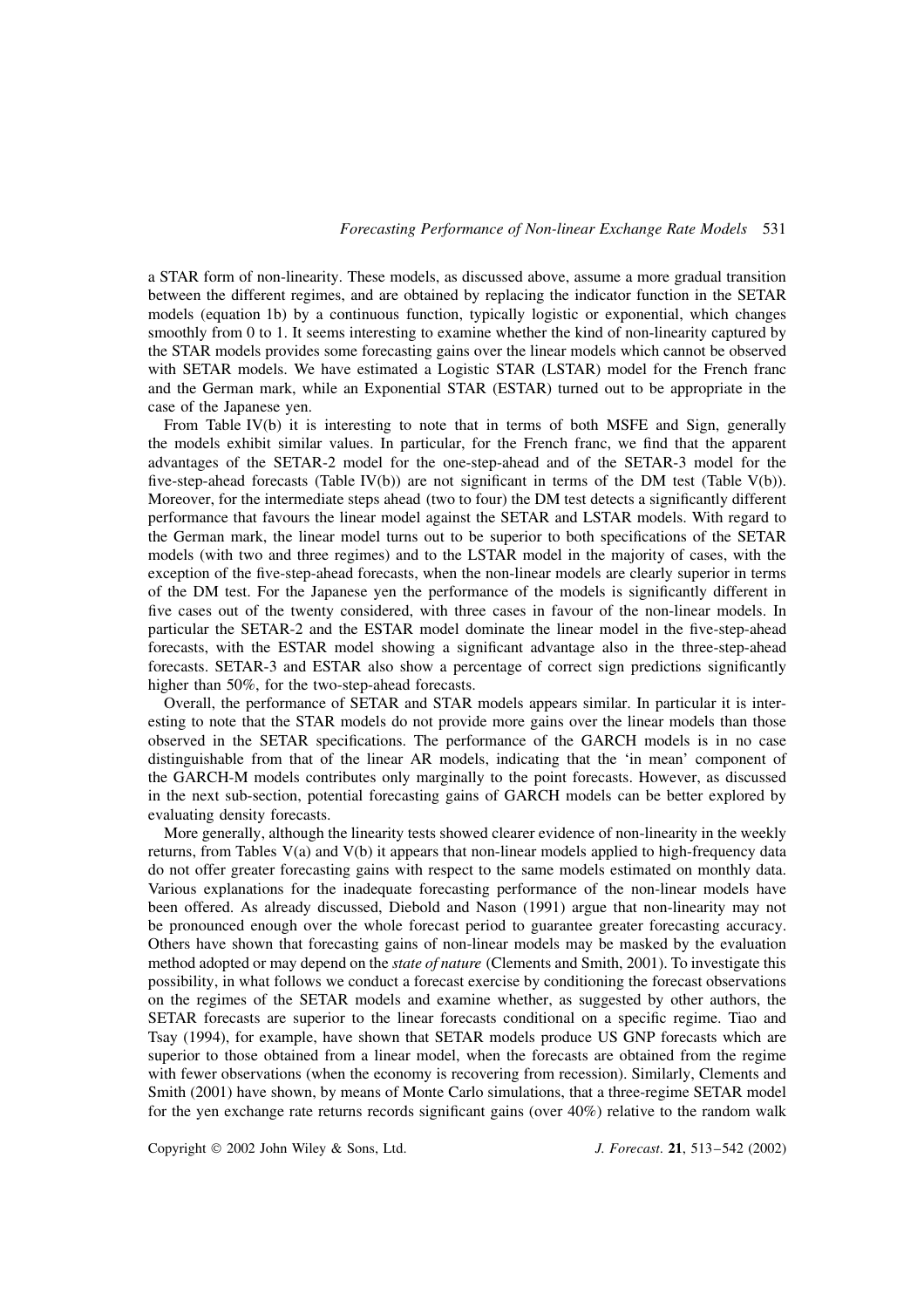a STAR form of non-linearity. These models, as discussed above, assume a more gradual transition between the different regimes, and are obtained by replacing the indicator function in the SETAR models (equation 1b) by a continuous function, typically logistic or exponential, which changes smoothly from 0 to 1. It seems interesting to examine whether the kind of non-linearity captured by the STAR models provides some forecasting gains over the linear models which cannot be observed with SETAR models. We have estimated a Logistic STAR (LSTAR) model for the French franc and the German mark, while an Exponential STAR (ESTAR) turned out to be appropriate in the case of the Japanese yen.

From Table IV(b) it is interesting to note that in terms of both MSFE and Sign, generally the models exhibit similar values. In particular, for the French franc, we find that the apparent advantages of the SETAR-2 model for the one-step-ahead and of the SETAR-3 model for the five-step-ahead forecasts (Table IV(b)) are not significant in terms of the DM test (Table V(b)). Moreover, for the intermediate steps ahead (two to four) the DM test detects a significantly different performance that favours the linear model against the SETAR and LSTAR models. With regard to the German mark, the linear model turns out to be superior to both specifications of the SETAR models (with two and three regimes) and to the LSTAR model in the majority of cases, with the exception of the five-step-ahead forecasts, when the non-linear models are clearly superior in terms of the DM test. For the Japanese yen the performance of the models is significantly different in five cases out of the twenty considered, with three cases in favour of the non-linear models. In particular the SETAR-2 and the ESTAR model dominate the linear model in the five-step-ahead forecasts, with the ESTAR model showing a significant advantage also in the three-step-ahead forecasts. SETAR-3 and ESTAR also show a percentage of correct sign predictions significantly higher than 50%, for the two-step-ahead forecasts.

Overall, the performance of SETAR and STAR models appears similar. In particular it is interesting to note that the STAR models do not provide more gains over the linear models than those observed in the SETAR specifications. The performance of the GARCH models is in no case distinguishable from that of the linear AR models, indicating that the 'in mean' component of the GARCH-M models contributes only marginally to the point forecasts. However, as discussed in the next sub-section, potential forecasting gains of GARCH models can be better explored by evaluating density forecasts.

More generally, although the linearity tests showed clearer evidence of non-linearity in the weekly returns, from Tables V(a) and V(b) it appears that non-linear models applied to high-frequency data do not offer greater forecasting gains with respect to the same models estimated on monthly data. Various explanations for the inadequate forecasting performance of the non-linear models have been offered. As already discussed, Diebold and Nason (1991) argue that non-linearity may not be pronounced enough over the whole forecast period to guarantee greater forecasting accuracy. Others have shown that forecasting gains of non-linear models may be masked by the evaluation method adopted or may depend on the *state of nature* (Clements and Smith, 2001). To investigate this possibility, in what follows we conduct a forecast exercise by conditioning the forecast observations on the regimes of the SETAR models and examine whether, as suggested by other authors, the SETAR forecasts are superior to the linear forecasts conditional on a specific regime. Tiao and Tsay (1994), for example, have shown that SETAR models produce US GNP forecasts which are superior to those obtained from a linear model, when the forecasts are obtained from the regime with fewer observations (when the economy is recovering from recession). Similarly, Clements and Smith (2001) have shown, by means of Monte Carlo simulations, that a three-regime SETAR model for the yen exchange rate returns records significant gains (over 40%) relative to the random walk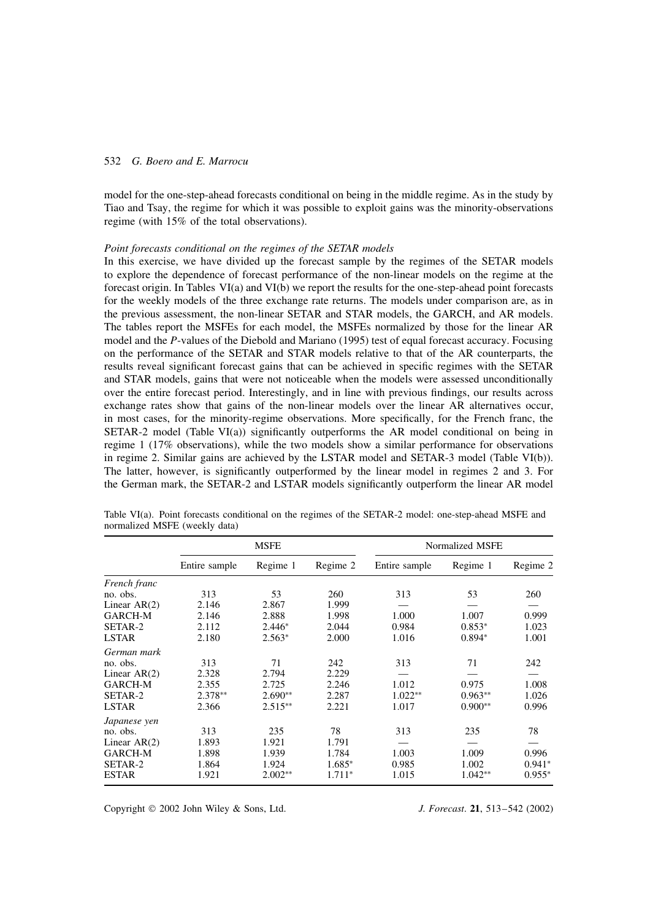model for the one-step-ahead forecasts conditional on being in the middle regime. As in the study by Tiao and Tsay, the regime for which it was possible to exploit gains was the minority-observations regime (with 15% of the total observations).

*Point forecasts conditional on the regimes of the SETAR models*

In this exercise, we have divided up the forecast sample by the regimes of the SETAR models to explore the dependence of forecast performance of the non-linear models on the regime at the forecast origin. In Tables VI(a) and VI(b) we report the results for the one-step-ahead point forecasts for the weekly models of the three exchange rate returns. The models under comparison are, as in the previous assessment, the non-linear SETAR and STAR models, the GARCH, and AR models. The tables report the MSFEs for each model, the MSFEs normalized by those for the linear AR model and the *P*-values of the Diebold and Mariano (1995) test of equal forecast accuracy. Focusing on the performance of the SETAR and STAR models relative to that of the AR counterparts, the results reveal significant forecast gains that can be achieved in specific regimes with the SETAR and STAR models, gains that were not noticeable when the models were assessed unconditionally over the entire forecast period. Interestingly, and in line with previous findings, our results across exchange rates show that gains of the non-linear models over the linear AR alternatives occur, in most cases, for the minority-regime observations. More specifically, for the French franc, the SETAR-2 model (Table VI(a)) significantly outperforms the AR model conditional on being in regime 1 (17% observations), while the two models show a similar performance for observations in regime 2. Similar gains are achieved by the LSTAR model and SETAR-3 model (Table VI(b)). The latter, however, is significantly outperformed by the linear model in regimes 2 and 3. For the German mark, the SETAR-2 and LSTAR models significantly outperform the linear AR model

Table VI(a). Point forecasts conditional on the regimes of the SETAR-2 model: one-step-ahead MSFE and normalized MSFE (weekly data)

| | MSFE | | | Normalized MSFE | | |
|---|---|---|---|---|---|---|
| | Entire sample | Regime 1 | Regime 2 | Entire sample | Regime 1 | Regime 2 |
| *French franc* | | | | | | |
| no. obs. | 313 | 53 | 260 | 313 | 53 | 260 |
| Linear AR(2) | 2.146 | 2.867 | 1.999 | — | — | — |
| GARCH-M | 2.146 | 2.888 | 1.998 | 1.000 | 1.007 | 0.999 |
| SETAR-2 | 2.112 | 2.446* | 2.044 | 0.984 | 0.853* | 1.023 |
| LSTAR | 2.180 | 2.563* | 2.000 | 1.016 | 0.894* | 1.001 |
| *German mark* | | | | | | |
| no. obs. | 313 | 71 | 242 | 313 | 71 | 242 |
| Linear AR(2) | 2.328 | 2.794 | 2.229 | — | — | — |
| GARCH-M | 2.355 | 2.725 | 2.246 | 1.012 | 0.975 | 1.008 |
| SETAR-2 | 2.378** | 2.690** | 2.287 | 1.022** | 0.963** | 1.026 |
| LSTAR | 2.366 | 2.515** | 2.221 | 1.017 | 0.900** | 0.996 |
| *Japanese yen* | | | | | | |
| no. obs. | 313 | 235 | 78 | 313 | 235 | 78 |
| Linear AR(2) | 1.893 | 1.921 | 1.791 | — | — | — |
| GARCH-M | 1.898 | 1.939 | 1.784 | 1.003 | 1.009 | 0.996 |
| SETAR-2 | 1.864 | 1.924 | 1.685* | 0.985 | 1.002 | 0.941* |
| ESTAR | 1.921 | 2.002** | 1.711* | 1.015 | 1.042** | 0.955* |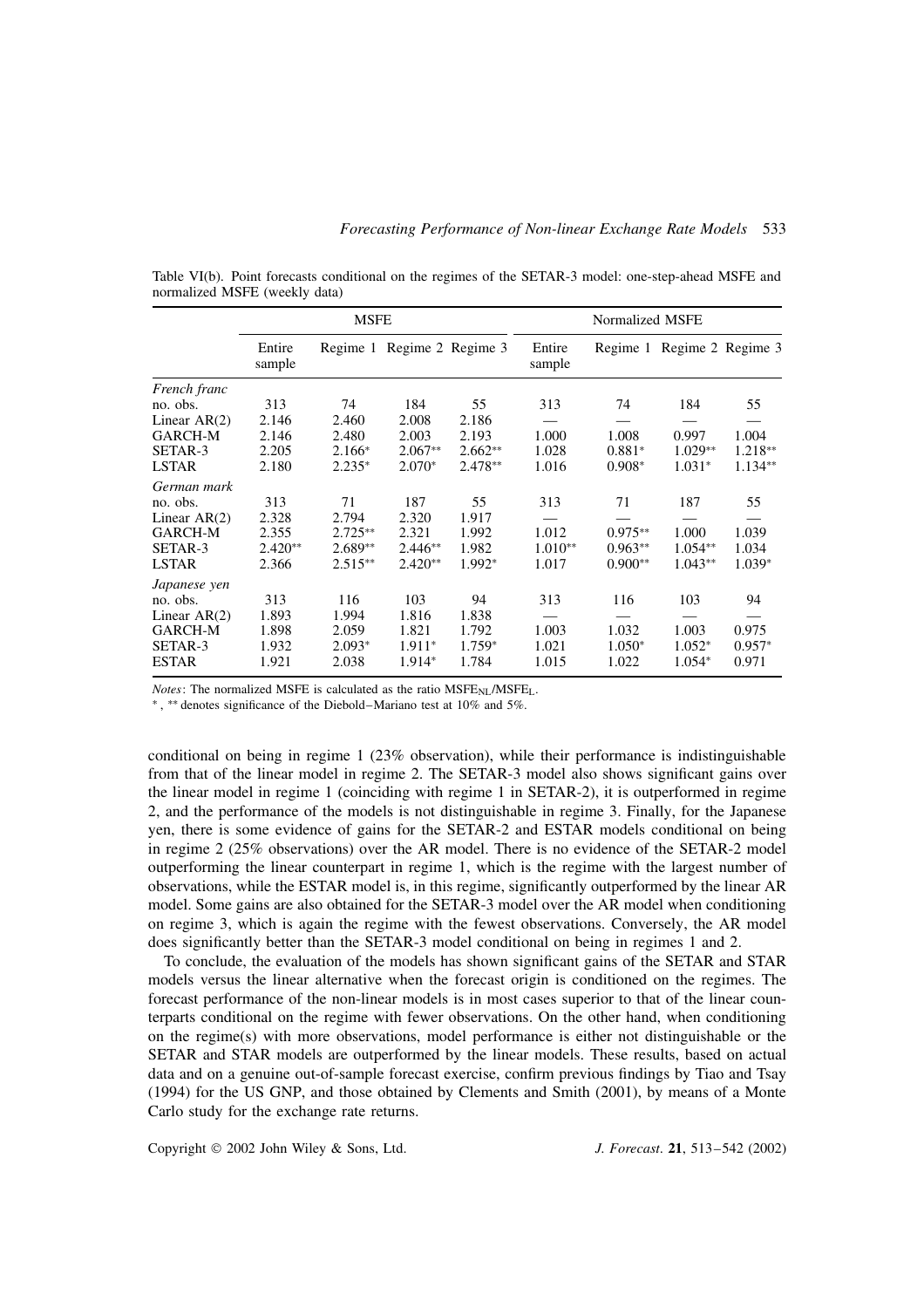Table VI(b). Point forecasts conditional on the regimes of the SETAR-3 model: one-step-ahead MSFE and normalized MSFE (weekly data)

| | MSFE | | | | Normalized MSFE | | | |
|---|---|---|---|---|---|---|---|---|
| | Entire sample | Regime 1 | Regime 2 | Regime 3 | Entire sample | Regime 1 | Regime 2 | Regime 3 |
| *French franc* | | | | | | | | |
| no. obs. | 313 | 74 | 184 | 55 | 313 | 74 | 184 | 55 |
| Linear AR(2) | 2.146 | 2.460 | 2.008 | 2.186 | — | — | — | — |
| GARCH-M | 2.146 | 2.480 | 2.003 | 2.193 | 1.000 | 1.008 | 0.997 | 1.004 |
| SETAR-3 | 2.205 | 2.166* | 2.067** | 2.662** | 1.028 | 0.881* | 1.029** | 1.218** |
| LSTAR | 2.180 | 2.235* | 2.070* | 2.478** | 1.016 | 0.908* | 1.031* | 1.134** |
| *German mark* | | | | | | | | |
| no. obs. | 313 | 71 | 187 | 55 | 313 | 71 | 187 | 55 |
| Linear AR(2) | 2.328 | 2.794 | 2.320 | 1.917 | — | — | — | — |
| GARCH-M | 2.355 | 2.725** | 2.321 | 1.992 | 1.012 | 0.975** | 1.000 | 1.039 |
| SETAR-3 | 2.420** | 2.689** | 2.446** | 1.982 | 1.010** | 0.963** | 1.054** | 1.034 |
| LSTAR | 2.366 | 2.515** | 2.420** | 1.992* | 1.017 | 0.900** | 1.043** | 1.039* |
| *Japanese yen* | | | | | | | | |
| no. obs. | 313 | 116 | 103 | 94 | 313 | 116 | 103 | 94 |
| Linear AR(2) | 1.893 | 1.994 | 1.816 | 1.838 | — | — | — | — |
| GARCH-M | 1.898 | 2.059 | 1.821 | 1.792 | 1.003 | 1.032 | 1.003 | 0.975 |
| SETAR-3 | 1.932 | 2.093* | 1.911* | 1.759* | 1.021 | 1.050* | 1.052* | 0.957* |
| ESTAR | 1.921 | 2.038 | 1.914* | 1.784 | 1.015 | 1.022 | 1.054* | 0.971 |

*Notes*: The normalized MSFE is calculated as the ratio $MSFE_{NL}/MSFE_{L}$.

*, ** denotes significance of the Diebold–Mariano test at 10% and 5%.

conditional on being in regime 1 (23% observation), while their performance is indistinguishable from that of the linear model in regime 2. The SETAR-3 model also shows significant gains over the linear model in regime 1 (coinciding with regime 1 in SETAR-2), it is outperformed in regime 2, and the performance of the models is not distinguishable in regime 3. Finally, for the Japanese yen, there is some evidence of gains for the SETAR-2 and ESTAR models conditional on being in regime 2 (25% observations) over the AR model. There is no evidence of the SETAR-2 model outperforming the linear counterpart in regime 1, which is the regime with the largest number of observations, while the ESTAR model is, in this regime, significantly outperformed by the linear AR model. Some gains are also obtained for the SETAR-3 model over the AR model when conditioning on regime 3, which is again the regime with the fewest observations. Conversely, the AR model does significantly better than the SETAR-3 model conditional on being in regimes 1 and 2.

To conclude, the evaluation of the models has shown significant gains of the SETAR and STAR models versus the linear alternative when the forecast origin is conditioned on the regimes. The forecast performance of the non-linear models is in most cases superior to that of the linear counterparts conditional on the regime with fewer observations. On the other hand, when conditioning on the regime(s) with more observations, model performance is either not distinguishable or the SETAR and STAR models are outperformed by the linear models. These results, based on actual data and on a genuine out-of-sample forecast exercise, confirm previous findings by Tiao and Tsay (1994) for the US GNP, and those obtained by Clements and Smith (2001), by means of a Monte Carlo study for the exchange rate returns.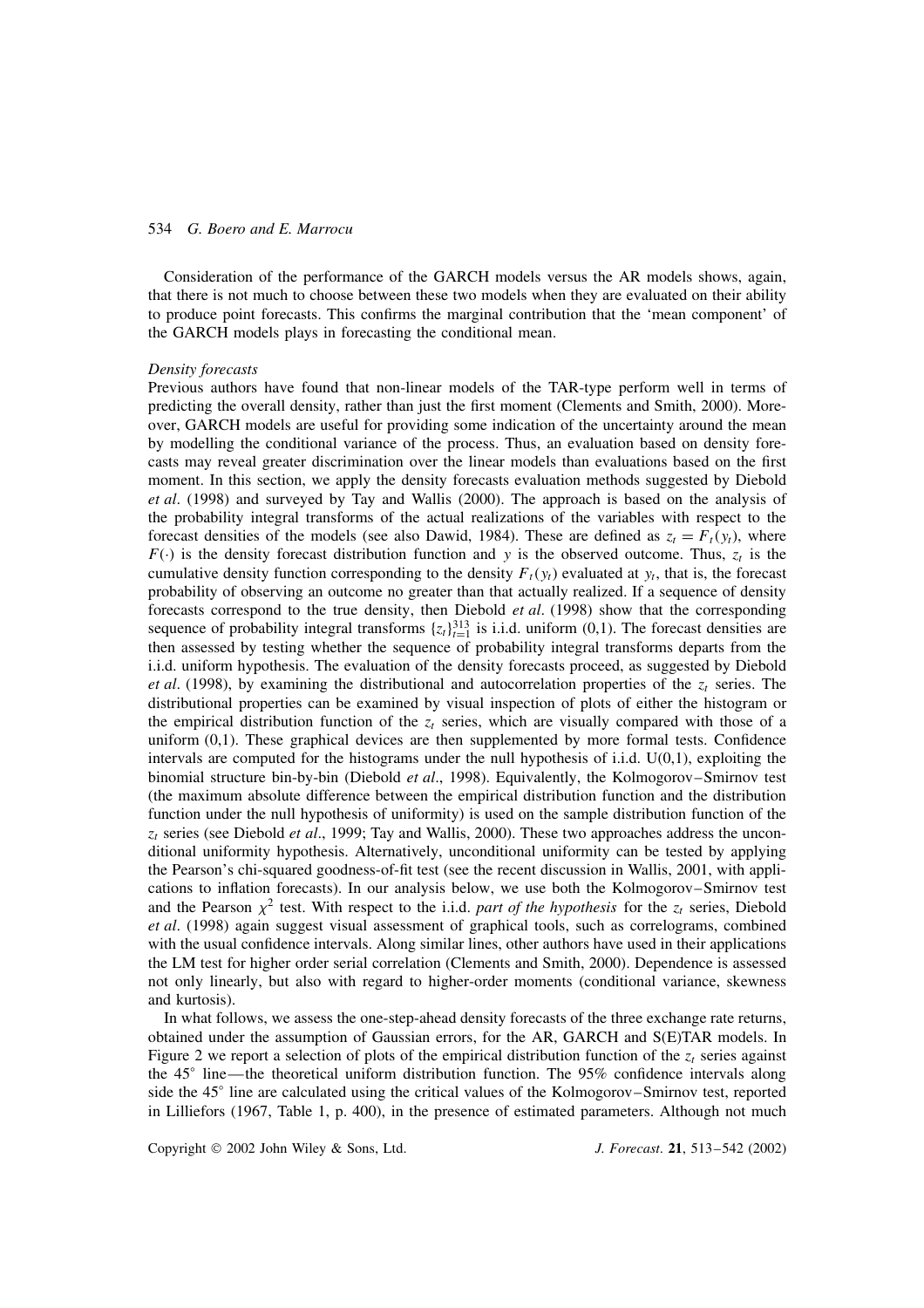Consideration of the performance of the GARCH models versus the AR models shows, again, that there is not much to choose between these two models when they are evaluated on their ability to produce point forecasts. This confirms the marginal contribution that the 'mean component' of the GARCH models plays in forecasting the conditional mean.

*Density forecasts*

Previous authors have found that non-linear models of the TAR-type perform well in terms of predicting the overall density, rather than just the first moment (Clements and Smith, 2000). Moreover, GARCH models are useful for providing some indication of the uncertainty around the mean by modelling the conditional variance of the process. Thus, an evaluation based on density forecasts may reveal greater discrimination over the linear models than evaluations based on the first moment. In this section, we apply the density forecasts evaluation methods suggested by Diebold *et al*. (1998) and surveyed by Tay and Wallis (2000). The approach is based on the analysis of the probability integral transforms of the actual realizations of the variables with respect to the forecast densities of the models (see also Dawid, 1984). These are defined as $z_t = F_t(y_t)$, where $F(\cdot)$ is the density forecast distribution function and $y$ is the observed outcome. Thus, $z_t$ is the cumulative density function corresponding to the density $F_t(y_t)$ evaluated at $y_t$, that is, the forecast probability of observing an outcome no greater than that actually realized. If a sequence of density forecasts correspond to the true density, then Diebold *et al*. (1998) show that the corresponding sequence of probability integral transforms $\{z_t\}_{t=1}^{313}$ is i.i.d. uniform (0,1). The forecast densities are then assessed by testing whether the sequence of probability integral transforms departs from the i.i.d. uniform hypothesis. The evaluation of the density forecasts proceed, as suggested by Diebold *et al*. (1998), by examining the distributional and autocorrelation properties of the $z_t$ series. The distributional properties can be examined by visual inspection of plots of either the histogram or the empirical distribution function of the $z_t$ series, which are visually compared with those of a uniform (0,1). These graphical devices are then supplemented by more formal tests. Confidence intervals are computed for the histograms under the null hypothesis of i.i.d. U(0,1), exploiting the binomial structure bin-by-bin (Diebold *et al*., 1998). Equivalently, the Kolmogorov–Smirnov test (the maximum absolute difference between the empirical distribution function and the distribution function under the null hypothesis of uniformity) is used on the sample distribution function of the $z_t$ series (see Diebold *et al*., 1999; Tay and Wallis, 2000). These two approaches address the unconditional uniformity hypothesis. Alternatively, unconditional uniformity can be tested by applying the Pearson's chi-squared goodness-of-fit test (see the recent discussion in Wallis, 2001, with applications to inflation forecasts). In our analysis below, we use both the Kolmogorov–Smirnov test and the Pearson $\chi^2$ test. With respect to the i.i.d. *part of the hypothesis* for the $z_t$ series, Diebold *et al*. (1998) again suggest visual assessment of graphical tools, such as correlograms, combined with the usual confidence intervals. Along similar lines, other authors have used in their applications the LM test for higher order serial correlation (Clements and Smith, 2000). Dependence is assessed not only linearly, but also with regard to higher-order moments (conditional variance, skewness and kurtosis).

In what follows, we assess the one-step-ahead density forecasts of the three exchange rate returns, obtained under the assumption of Gaussian errors, for the AR, GARCH and S(E)TAR models. In Figure 2 we report a selection of plots of the empirical distribution function of the $z_t$ series against the 45° line—the theoretical uniform distribution function. The 95% confidence intervals along side the 45° line are calculated using the critical values of the Kolmogorov–Smirnov test, reported in Lilliefors (1967, Table 1, p. 400), in the presence of estimated parameters. Although not much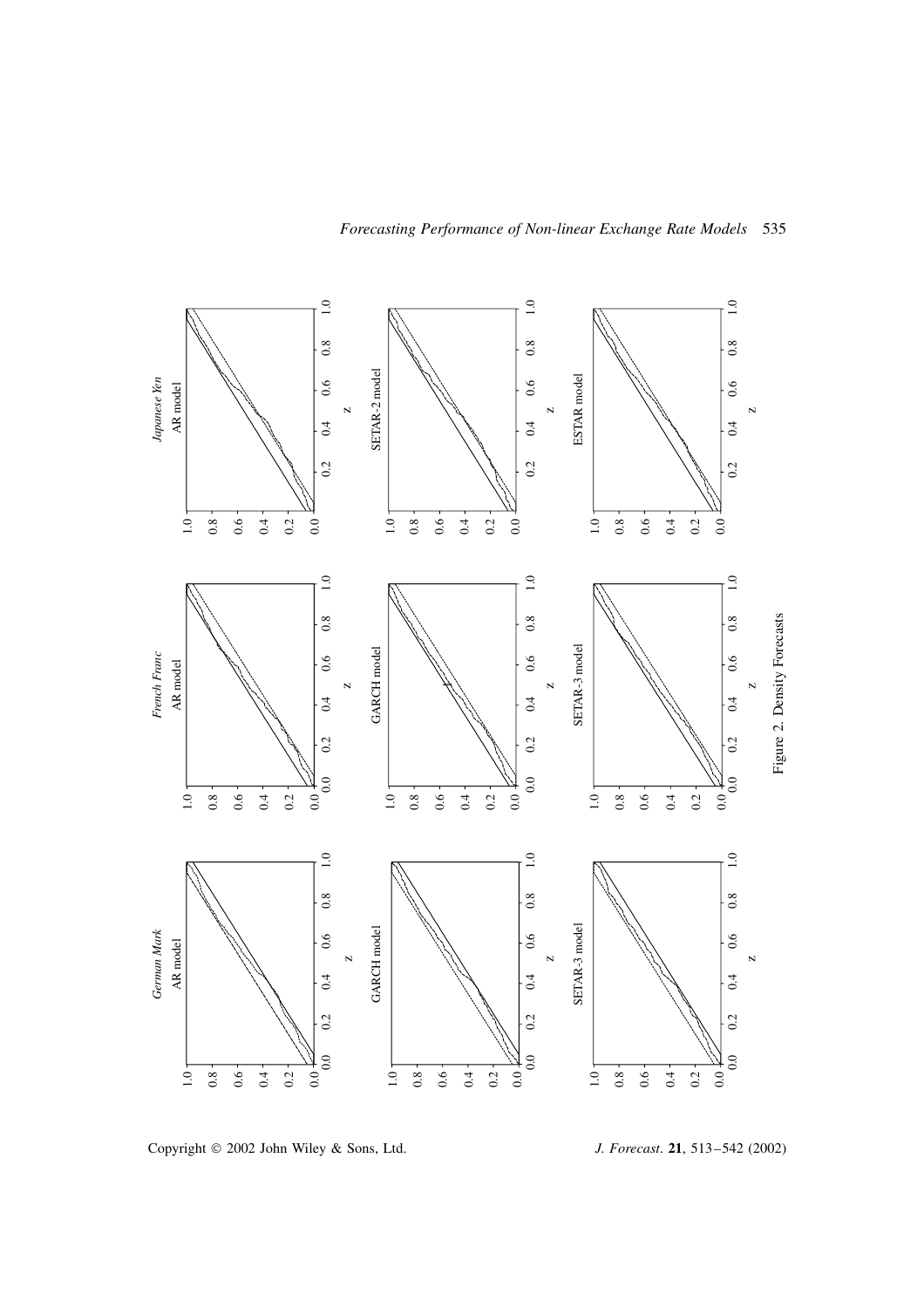Figure 2. Density Forecasts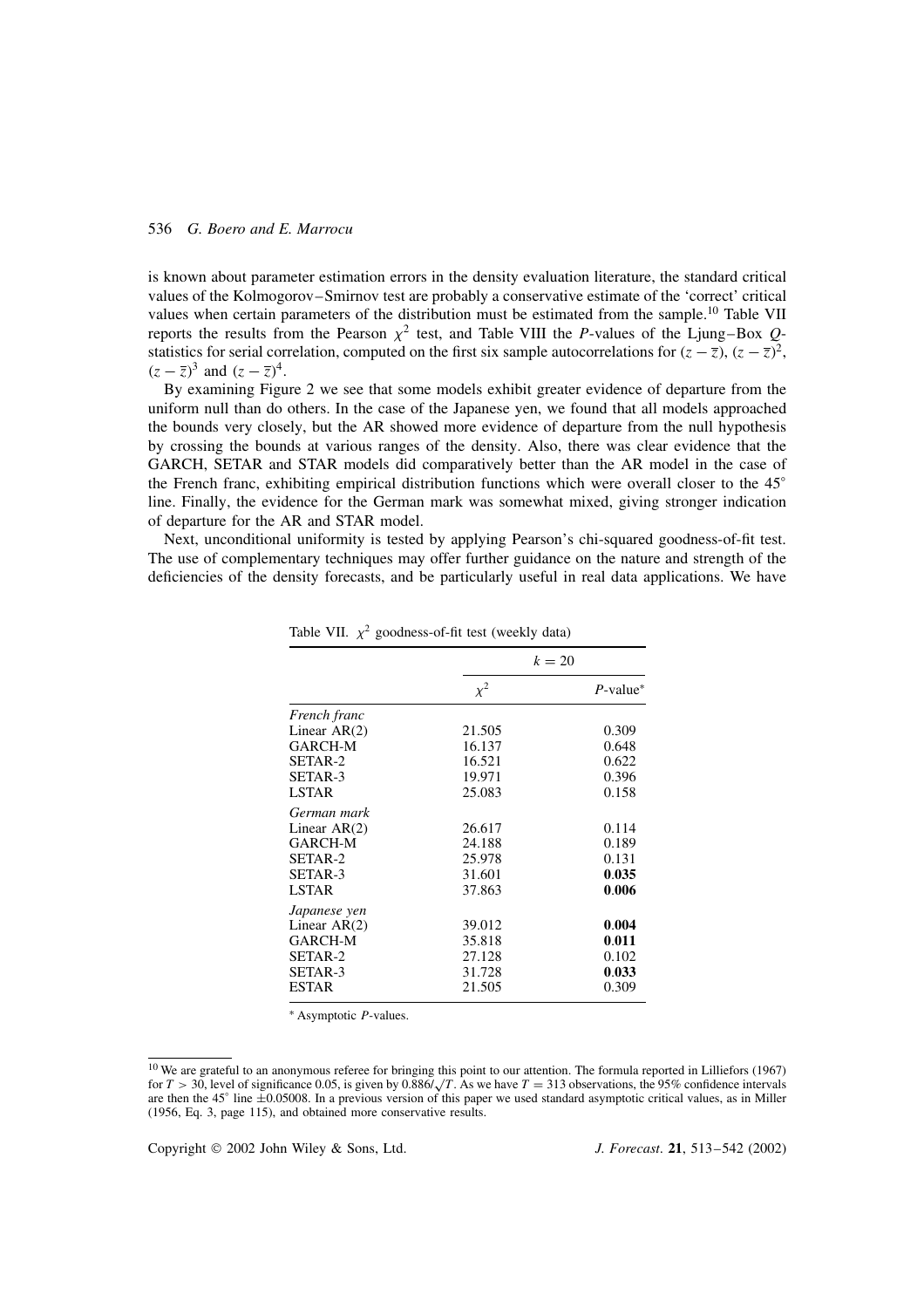is known about parameter estimation errors in the density evaluation literature, the standard critical values of the Kolmogorov–Smirnov test are probably a conservative estimate of the 'correct' critical values when certain parameters of the distribution must be estimated from the sample.[10] Table VII reports the results from the Pearson $\chi^2$ test, and Table VIII the *P*-values of the Ljung–Box *Q*-statistics for serial correlation, computed on the first six sample autocorrelations for $(z - \bar{z})$, $(z - \bar{z})^2$, $(z - \bar{z})^3$ and $(z - \bar{z})^4$.

By examining Figure 2 we see that some models exhibit greater evidence of departure from the uniform null than do others. In the case of the Japanese yen, we found that all models approached the bounds very closely, but the AR showed more evidence of departure from the null hypothesis by crossing the bounds at various ranges of the density. Also, there was clear evidence that the GARCH, SETAR and STAR models did comparatively better than the AR model in the case of the French franc, exhibiting empirical distribution functions which were overall closer to the 45° line. Finally, the evidence for the German mark was somewhat mixed, giving stronger indication of departure for the AR and STAR model.

Next, unconditional uniformity is tested by applying Pearson's chi-squared goodness-of-fit test. The use of complementary techniques may offer further guidance on the nature and strength of the deficiencies of the density forecasts, and be particularly useful in real data applications. We have

Table VII. $\chi^2$ goodness-of-fit test (weekly data)

| | $k = 20$ | |
|---|---|---|
| | $\chi^2$ | *P*-value* |
| *French franc* | | |
| Linear AR(2) | 21.505 | 0.309 |
| GARCH-M | 16.137 | 0.648 |
| SETAR-2 | 16.521 | 0.622 |
| SETAR-3 | 19.971 | 0.396 |
| LSTAR | 25.083 | 0.158 |
| *German mark* | | |
| Linear AR(2) | 26.617 | 0.114 |
| GARCH-M | 24.188 | 0.189 |
| SETAR-2 | 25.978 | 0.131 |
| SETAR-3 | 31.601 | **0.035** |
| LSTAR | 37.863 | **0.006** |
| *Japanese yen* | | |
| Linear AR(2) | 39.012 | **0.004** |
| GARCH-M | 35.818 | **0.011** |
| SETAR-2 | 27.128 | 0.102 |
| SETAR-3 | 31.728 | **0.033** |
| ESTAR | 21.505 | 0.309 |

\* Asymptotic *P*-values.

[10] We are grateful to an anonymous referee for bringing this point to our attention. The formula reported in Lilliefors (1967) for $T > 30$, level of significance 0.05, is given by $0.886/\sqrt{T}$. As we have $T = 313$ observations, the 95% confidence intervals are then the 45° line $\pm 0.05008$. In a previous version of this paper we used standard asymptotic critical values, as in Miller (1956, Eq. 3, page 115), and obtained more conservative results.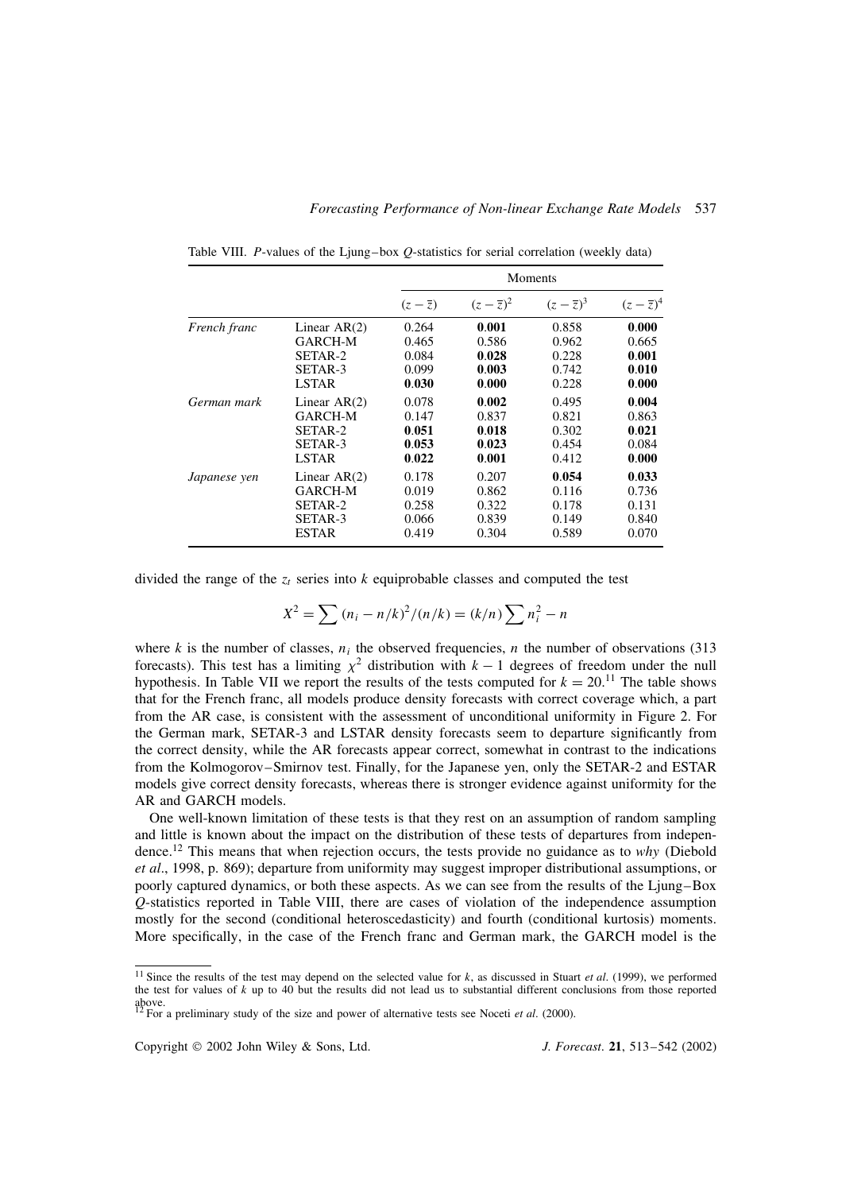Table VIII. $P$-values of the Ljung–box $Q$-statistics for serial correlation (weekly data)

| | | Moments | | | |
|---|---|---|---|---|---|
| | | $(z-\bar{z})$ | $(z-\bar{z})^2$ | $(z-\bar{z})^3$ | $(z-\bar{z})^4$ |
| *French franc* | Linear AR(2) | 0.264 | **0.001** | 0.858 | **0.000** |
| | GARCH-M | 0.465 | 0.586 | 0.962 | 0.665 |
| | SETAR-2 | 0.084 | **0.028** | 0.228 | **0.001** |
| | SETAR-3 | 0.099 | **0.003** | 0.742 | **0.010** |
| | LSTAR | **0.030** | **0.000** | 0.228 | **0.000** |
| *German mark* | Linear AR(2) | 0.078 | **0.002** | 0.495 | **0.004** |
| | GARCH-M | 0.147 | 0.837 | 0.821 | 0.863 |
| | SETAR-2 | **0.051** | **0.018** | 0.302 | **0.021** |
| | SETAR-3 | **0.053** | **0.023** | 0.454 | 0.084 |
| | LSTAR | **0.022** | **0.001** | 0.412 | **0.000** |
| *Japanese yen* | Linear AR(2) | 0.178 | 0.207 | **0.054** | **0.033** |
| | GARCH-M | 0.019 | 0.862 | 0.116 | 0.736 |
| | SETAR-2 | 0.258 | 0.322 | 0.178 | 0.131 |
| | SETAR-3 | 0.066 | 0.839 | 0.149 | 0.840 |
| | ESTAR | 0.419 | 0.304 | 0.589 | 0.070 |

divided the range of the $z_t$ series into $k$ equiprobable classes and computed the test

$$X^2 = \sum (n_i - n/k)^2/(n/k) = (k/n)\sum n_i^2 - n$$

where $k$ is the number of classes, $n_i$ the observed frequencies, $n$ the number of observations (313 forecasts). This test has a limiting $\chi^2$ distribution with $k-1$ degrees of freedom under the null hypothesis. In Table VII we report the results of the tests computed for $k = 20$.[11] The table shows that for the French franc, all models produce density forecasts with correct coverage which, a part from the AR case, is consistent with the assessment of unconditional uniformity in Figure 2. For the German mark, SETAR-3 and LSTAR density forecasts seem to departure significantly from the correct density, while the AR forecasts appear correct, somewhat in contrast to the indications from the Kolmogorov–Smirnov test. Finally, for the Japanese yen, only the SETAR-2 and ESTAR models give correct density forecasts, whereas there is stronger evidence against uniformity for the AR and GARCH models.

One well-known limitation of these tests is that they rest on an assumption of random sampling and little is known about the impact on the distribution of these tests of departures from independence.[12] This means that when rejection occurs, the tests provide no guidance as to *why* (Diebold *et al*., 1998, p. 869); departure from uniformity may suggest improper distributional assumptions, or poorly captured dynamics, or both these aspects. As we can see from the results of the Ljung–Box $Q$-statistics reported in Table VIII, there are cases of violation of the independence assumption mostly for the second (conditional heteroscedasticity) and fourth (conditional kurtosis) moments. More specifically, in the case of the French franc and German mark, the GARCH model is the

[11] Since the results of the test may depend on the selected value for $k$, as discussed in Stuart *et al*. (1999), we performed the test for values of $k$ up to 40 but the results did not lead us to substantial different conclusions from those reported above.

[12] For a preliminary study of the size and power of alternative tests see Noceti *et al*. (2000).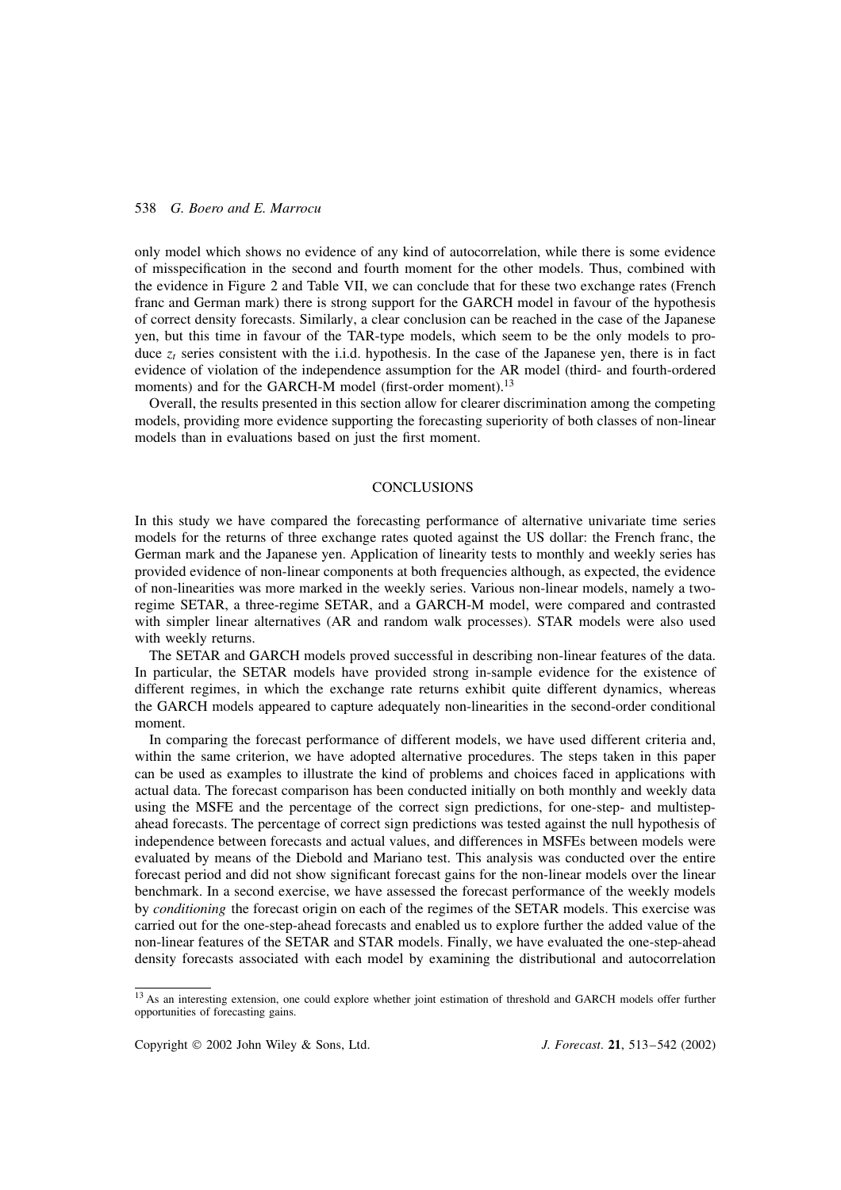only model which shows no evidence of any kind of autocorrelation, while there is some evidence of misspecification in the second and fourth moment for the other models. Thus, combined with the evidence in Figure 2 and Table VII, we can conclude that for these two exchange rates (French franc and German mark) there is strong support for the GARCH model in favour of the hypothesis of correct density forecasts. Similarly, a clear conclusion can be reached in the case of the Japanese yen, but this time in favour of the TAR-type models, which seem to be the only models to produce $z_t$ series consistent with the i.i.d. hypothesis. In the case of the Japanese yen, there is in fact evidence of violation of the independence assumption for the AR model (third- and fourth-ordered moments) and for the GARCH-M model (first-order moment).[13]

Overall, the results presented in this section allow for clearer discrimination among the competing models, providing more evidence supporting the forecasting superiority of both classes of non-linear models than in evaluations based on just the first moment.

## CONCLUSIONS

In this study we have compared the forecasting performance of alternative univariate time series models for the returns of three exchange rates quoted against the US dollar: the French franc, the German mark and the Japanese yen. Application of linearity tests to monthly and weekly series has provided evidence of non-linear components at both frequencies although, as expected, the evidence of non-linearities was more marked in the weekly series. Various non-linear models, namely a two-regime SETAR, a three-regime SETAR, and a GARCH-M model, were compared and contrasted with simpler linear alternatives (AR and random walk processes). STAR models were also used with weekly returns.

The SETAR and GARCH models proved successful in describing non-linear features of the data. In particular, the SETAR models have provided strong in-sample evidence for the existence of different regimes, in which the exchange rate returns exhibit quite different dynamics, whereas the GARCH models appeared to capture adequately non-linearities in the second-order conditional moment.

In comparing the forecast performance of different models, we have used different criteria and, within the same criterion, we have adopted alternative procedures. The steps taken in this paper can be used as examples to illustrate the kind of problems and choices faced in applications with actual data. The forecast comparison has been conducted initially on both monthly and weekly data using the MSFE and the percentage of the correct sign predictions, for one-step- and multistep-ahead forecasts. The percentage of correct sign predictions was tested against the null hypothesis of independence between forecasts and actual values, and differences in MSFEs between models were evaluated by means of the Diebold and Mariano test. This analysis was conducted over the entire forecast period and did not show significant forecast gains for the non-linear models over the linear benchmark. In a second exercise, we have assessed the forecast performance of the weekly models by *conditioning* the forecast origin on each of the regimes of the SETAR models. This exercise was carried out for the one-step-ahead forecasts and enabled us to explore further the added value of the non-linear features of the SETAR and STAR models. Finally, we have evaluated the one-step-ahead density forecasts associated with each model by examining the distributional and autocorrelation

[13] As an interesting extension, one could explore whether joint estimation of threshold and GARCH models offer further opportunities of forecasting gains.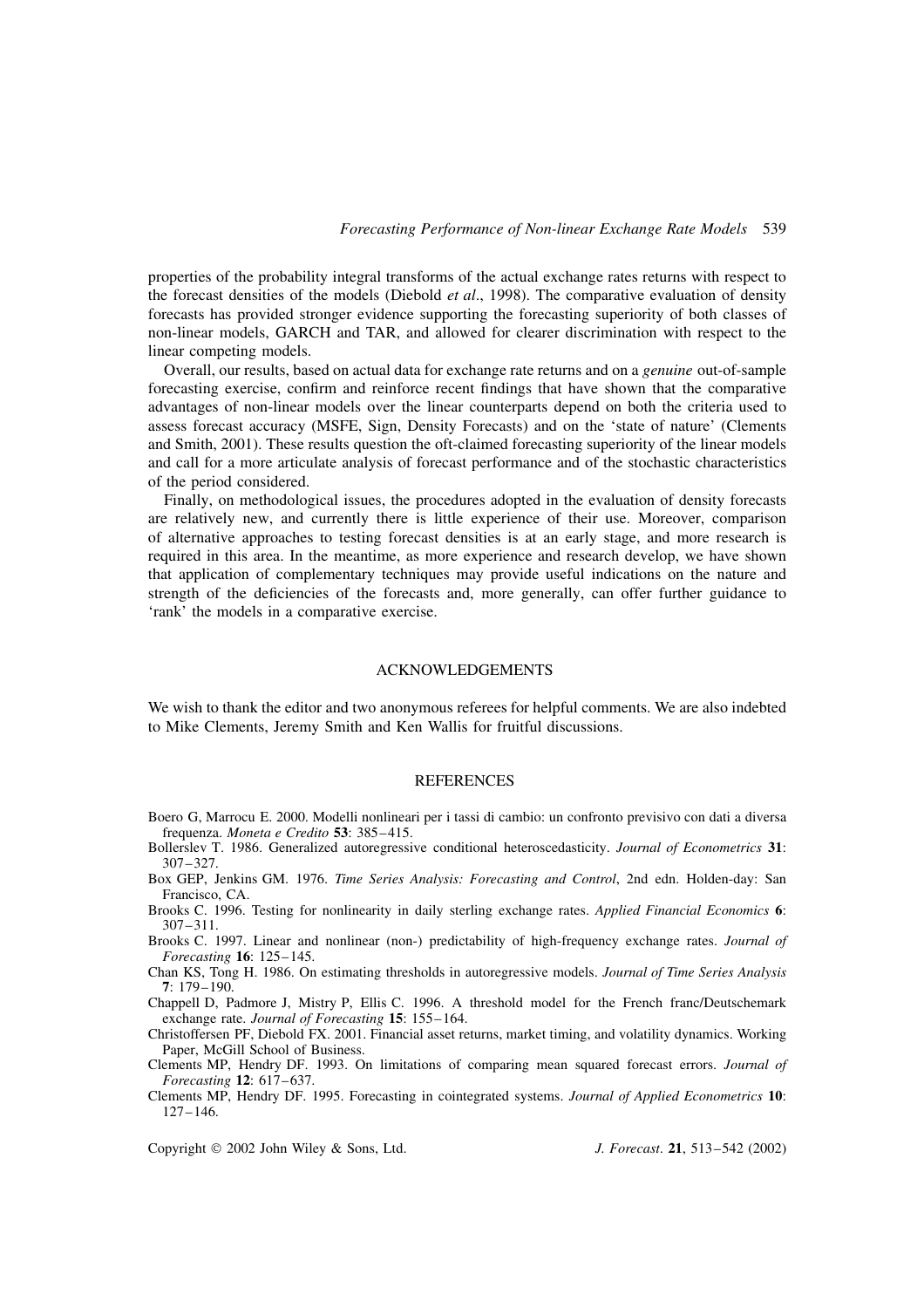properties of the probability integral transforms of the actual exchange rates returns with respect to the forecast densities of the models (Diebold *et al*., 1998). The comparative evaluation of density forecasts has provided stronger evidence supporting the forecasting superiority of both classes of non-linear models, GARCH and TAR, and allowed for clearer discrimination with respect to the linear competing models.

Overall, our results, based on actual data for exchange rate returns and on a *genuine* out-of-sample forecasting exercise, confirm and reinforce recent findings that have shown that the comparative advantages of non-linear models over the linear counterparts depend on both the criteria used to assess forecast accuracy (MSFE, Sign, Density Forecasts) and on the 'state of nature' (Clements and Smith, 2001). These results question the oft-claimed forecasting superiority of the linear models and call for a more articulate analysis of forecast performance and of the stochastic characteristics of the period considered.

Finally, on methodological issues, the procedures adopted in the evaluation of density forecasts are relatively new, and currently there is little experience of their use. Moreover, comparison of alternative approaches to testing forecast densities is at an early stage, and more research is required in this area. In the meantime, as more experience and research develop, we have shown that application of complementary techniques may provide useful indications on the nature and strength of the deficiencies of the forecasts and, more generally, can offer further guidance to 'rank' the models in a comparative exercise.

## ACKNOWLEDGEMENTS

We wish to thank the editor and two anonymous referees for helpful comments. We are also indebted to Mike Clements, Jeremy Smith and Ken Wallis for fruitful discussions.

## REFERENCES

Boero G, Marrocu E. 2000. Modelli nonlineari per i tassi di cambio: un confronto previsivo con dati a diversa frequenza. *Moneta e Credito* **53**: 385–415.

Bollerslev T. 1986. Generalized autoregressive conditional heteroscedasticity. *Journal of Econometrics* **31**: 307–327.

Box GEP, Jenkins GM. 1976. *Time Series Analysis: Forecasting and Control*, 2nd edn. Holden-day: San Francisco, CA.

Brooks C. 1996. Testing for nonlinearity in daily sterling exchange rates. *Applied Financial Economics* **6**: 307–311.

Brooks C. 1997. Linear and nonlinear (non-) predictability of high-frequency exchange rates. *Journal of Forecasting* **16**: 125–145.

Chan KS, Tong H. 1986. On estimating thresholds in autoregressive models. *Journal of Time Series Analysis* **7**: 179–190.

Chappell D, Padmore J, Mistry P, Ellis C. 1996. A threshold model for the French franc/Deutschemark exchange rate. *Journal of Forecasting* **15**: 155–164.

Christoffersen PF, Diebold FX. 2001. Financial asset returns, market timing, and volatility dynamics. Working Paper, McGill School of Business.

Clements MP, Hendry DF. 1993. On limitations of comparing mean squared forecast errors. *Journal of Forecasting* **12**: 617–637.

Clements MP, Hendry DF. 1995. Forecasting in cointegrated systems. *Journal of Applied Econometrics* **10**: 127–146.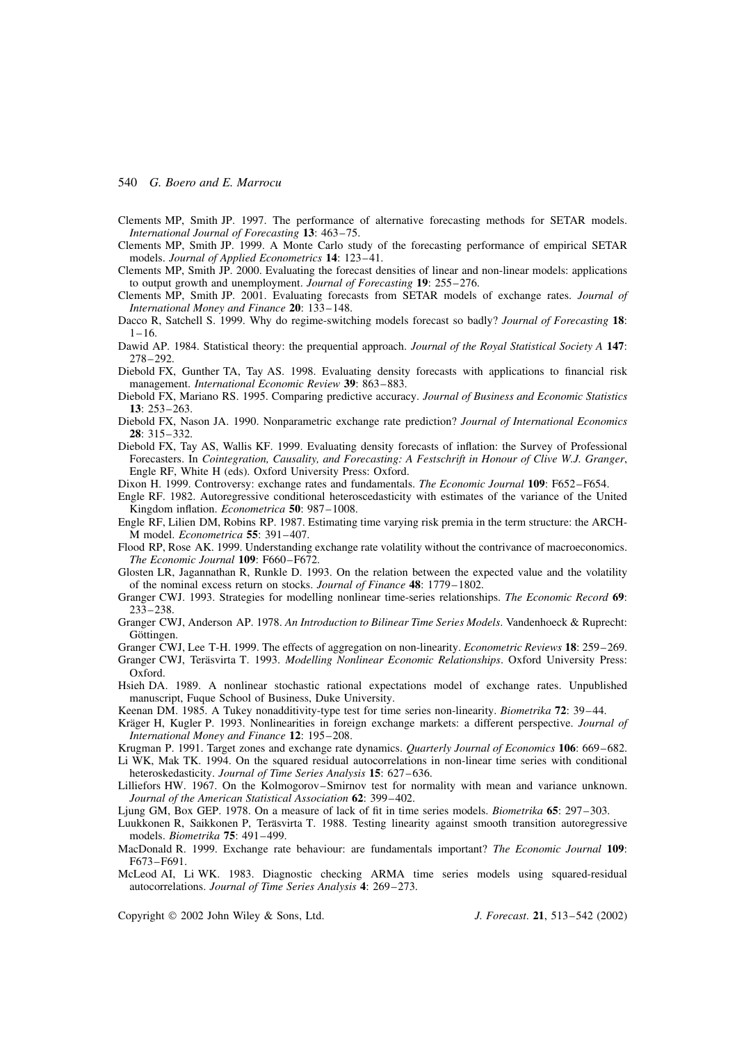Clements MP, Smith JP. 1997. The performance of alternative forecasting methods for SETAR models. *International Journal of Forecasting* **13**: 463–75.

Clements MP, Smith JP. 1999. A Monte Carlo study of the forecasting performance of empirical SETAR models. *Journal of Applied Econometrics* **14**: 123–41.

Clements MP, Smith JP. 2000. Evaluating the forecast densities of linear and non-linear models: applications to output growth and unemployment. *Journal of Forecasting* **19**: 255–276.

Clements MP, Smith JP. 2001. Evaluating forecasts from SETAR models of exchange rates. *Journal of International Money and Finance* **20**: 133–148.

Dacco R, Satchell S. 1999. Why do regime-switching models forecast so badly? *Journal of Forecasting* **18**: 1–16.

Dawid AP. 1984. Statistical theory: the prequential approach. *Journal of the Royal Statistical Society A* **147**: 278–292.

Diebold FX, Gunther TA, Tay AS. 1998. Evaluating density forecasts with applications to financial risk management. *International Economic Review* **39**: 863–883.

Diebold FX, Mariano RS. 1995. Comparing predictive accuracy. *Journal of Business and Economic Statistics* **13**: 253–263.

Diebold FX, Nason JA. 1990. Nonparametric exchange rate prediction? *Journal of International Economics* **28**: 315–332.

Diebold FX, Tay AS, Wallis KF. 1999. Evaluating density forecasts of inflation: the Survey of Professional Forecasters. In *Cointegration, Causality, and Forecasting: A Festschrift in Honour of Clive W.J. Granger*, Engle RF, White H (eds). Oxford University Press: Oxford.

Dixon H. 1999. Controversy: exchange rates and fundamentals. *The Economic Journal* **109**: F652–F654.

Engle RF. 1982. Autoregressive conditional heteroscedasticity with estimates of the variance of the United Kingdom inflation. *Econometrica* **50**: 987–1008.

Engle RF, Lilien DM, Robins RP. 1987. Estimating time varying risk premia in the term structure: the ARCH-M model. *Econometrica* **55**: 391–407.

Flood RP, Rose AK. 1999. Understanding exchange rate volatility without the contrivance of macroeconomics. *The Economic Journal* **109**: F660–F672.

Glosten LR, Jagannathan R, Runkle D. 1993. On the relation between the expected value and the volatility of the nominal excess return on stocks. *Journal of Finance* **48**: 1779–1802.

Granger CWJ. 1993. Strategies for modelling nonlinear time-series relationships. *The Economic Record* **69**: 233–238.

Granger CWJ, Anderson AP. 1978. *An Introduction to Bilinear Time Series Models*. Vandenhoeck & Ruprecht: Göttingen.

Granger CWJ, Lee T-H. 1999. The effects of aggregation on non-linearity. *Econometric Reviews* **18**: 259–269.

Granger CWJ, Teräsvirta T. 1993. *Modelling Nonlinear Economic Relationships*. Oxford University Press: Oxford.

Hsieh DA. 1989. A nonlinear stochastic rational expectations model of exchange rates. Unpublished manuscript, Fuque School of Business, Duke University.

Keenan DM. 1985. A Tukey nonadditivity-type test for time series non-linearity. *Biometrika* **72**: 39–44.

Kräger H, Kugler P. 1993. Nonlinearities in foreign exchange markets: a different perspective. *Journal of International Money and Finance* **12**: 195–208.

Krugman P. 1991. Target zones and exchange rate dynamics. *Quarterly Journal of Economics* **106**: 669–682.

Li WK, Mak TK. 1994. On the squared residual autocorrelations in non-linear time series with conditional heteroskedasticity. *Journal of Time Series Analysis* **15**: 627–636.

Lilliefors HW. 1967. On the Kolmogorov–Smirnov test for normality with mean and variance unknown. *Journal of the American Statistical Association* **62**: 399–402.

Ljung GM, Box GEP. 1978. On a measure of lack of fit in time series models. *Biometrika* **65**: 297–303.

Luukkonen R, Saikkonen P, Teräsvirta T. 1988. Testing linearity against smooth transition autoregressive models. *Biometrika* **75**: 491–499.

MacDonald R. 1999. Exchange rate behaviour: are fundamentals important? *The Economic Journal* **109**: F673–F691.

McLeod AI, Li WK. 1983. Diagnostic checking ARMA time series models using squared-residual autocorrelations. *Journal of Time Series Analysis* **4**: 269–273.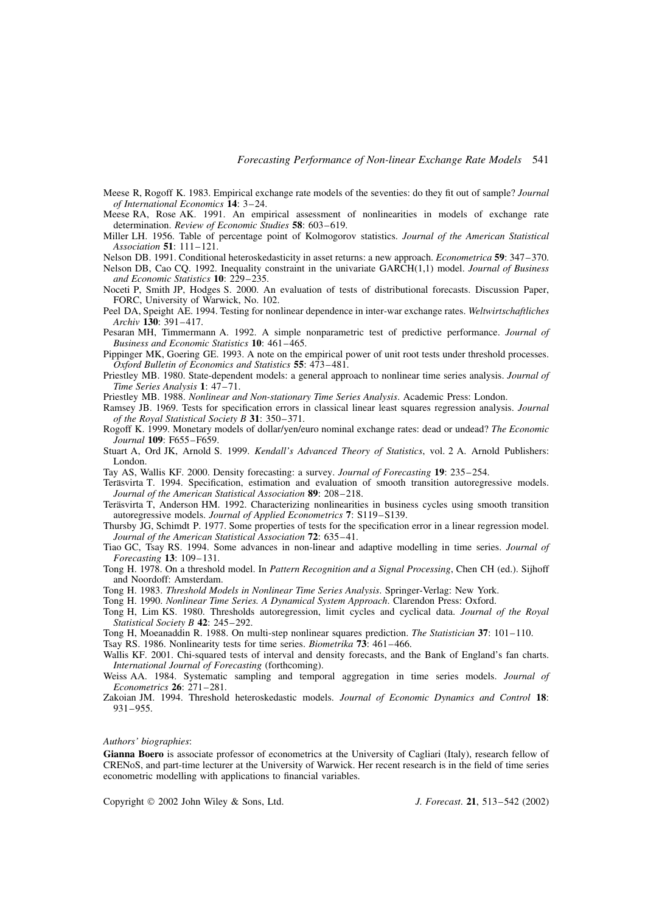Meese R, Rogoff K. 1983. Empirical exchange rate models of the seventies: do they fit out of sample? *Journal of International Economics* **14**: 3–24.

Meese RA, Rose AK. 1991. An empirical assessment of nonlinearities in models of exchange rate determination. *Review of Economic Studies* **58**: 603–619.

Miller LH. 1956. Table of percentage point of Kolmogorov statistics. *Journal of the American Statistical Association* **51**: 111–121.

Nelson DB. 1991. Conditional heteroskedasticity in asset returns: a new approach. *Econometrica* **59**: 347–370.

Nelson DB, Cao CQ. 1992. Inequality constraint in the univariate GARCH(1,1) model. *Journal of Business and Economic Statistics* **10**: 229–235.

Noceti P, Smith JP, Hodges S. 2000. An evaluation of tests of distributional forecasts. Discussion Paper, FORC, University of Warwick, No. 102.

Peel DA, Speight AE. 1994. Testing for nonlinear dependence in inter-war exchange rates. *Weltwirtschaftliches Archiv* **130**: 391–417.

Pesaran MH, Timmermann A. 1992. A simple nonparametric test of predictive performance. *Journal of Business and Economic Statistics* **10**: 461–465.

Pippinger MK, Goering GE. 1993. A note on the empirical power of unit root tests under threshold processes. *Oxford Bulletin of Economics and Statistics* **55**: 473–481.

Priestley MB. 1980. State-dependent models: a general approach to nonlinear time series analysis. *Journal of Time Series Analysis* **1**: 47–71.

Priestley MB. 1988. *Nonlinear and Non-stationary Time Series Analysis*. Academic Press: London.

Ramsey JB. 1969. Tests for specification errors in classical linear least squares regression analysis. *Journal of the Royal Statistical Society B* **31**: 350–371.

Rogoff K. 1999. Monetary models of dollar/yen/euro nominal exchange rates: dead or undead? *The Economic Journal* **109**: F655–F659.

Stuart A, Ord JK, Arnold S. 1999. *Kendall's Advanced Theory of Statistics*, vol. 2 A. Arnold Publishers: London.

Tay AS, Wallis KF. 2000. Density forecasting: a survey. *Journal of Forecasting* **19**: 235–254.

Teräsvirta T. 1994. Specification, estimation and evaluation of smooth transition autoregressive models. *Journal of the American Statistical Association* **89**: 208–218.

Teräsvirta T, Anderson HM. 1992. Characterizing nonlinearities in business cycles using smooth transition autoregressive models. *Journal of Applied Econometrics* **7**: S119–S139.

Thursby JG, Schimdt P. 1977. Some properties of tests for the specification error in a linear regression model. *Journal of the American Statistical Association* **72**: 635–41.

Tiao GC, Tsay RS. 1994. Some advances in non-linear and adaptive modelling in time series. *Journal of Forecasting* **13**: 109–131.

Tong H. 1978. On a threshold model. In *Pattern Recognition and a Signal Processing*, Chen CH (ed.). Sijhoff and Noordoff: Amsterdam.

Tong H. 1983. *Threshold Models in Nonlinear Time Series Analysis*. Springer-Verlag: New York.

Tong H. 1990. *Nonlinear Time Series. A Dynamical System Approach*. Clarendon Press: Oxford.

Tong H, Lim KS. 1980. Thresholds autoregression, limit cycles and cyclical data. *Journal of the Royal Statistical Society B* **42**: 245–292.

Tong H, Moeanaddin R. 1988. On multi-step nonlinear squares prediction. *The Statistician* **37**: 101–110.

Tsay RS. 1986. Nonlinearity tests for time series. *Biometrika* **73**: 461–466.

Wallis KF. 2001. Chi-squared tests of interval and density forecasts, and the Bank of England's fan charts. *International Journal of Forecasting* (forthcoming).

Weiss AA. 1984. Systematic sampling and temporal aggregation in time series models. *Journal of Econometrics* **26**: 271–281.

Zakoian JM. 1994. Threshold heteroskedastic models. *Journal of Economic Dynamics and Control* **18**: 931–955.

*Authors' biographies*:

**Gianna Boero** is associate professor of econometrics at the University of Cagliari (Italy), research fellow of CRENoS, and part-time lecturer at the University of Warwick. Her recent research is in the field of time series econometric modelling with applications to financial variables.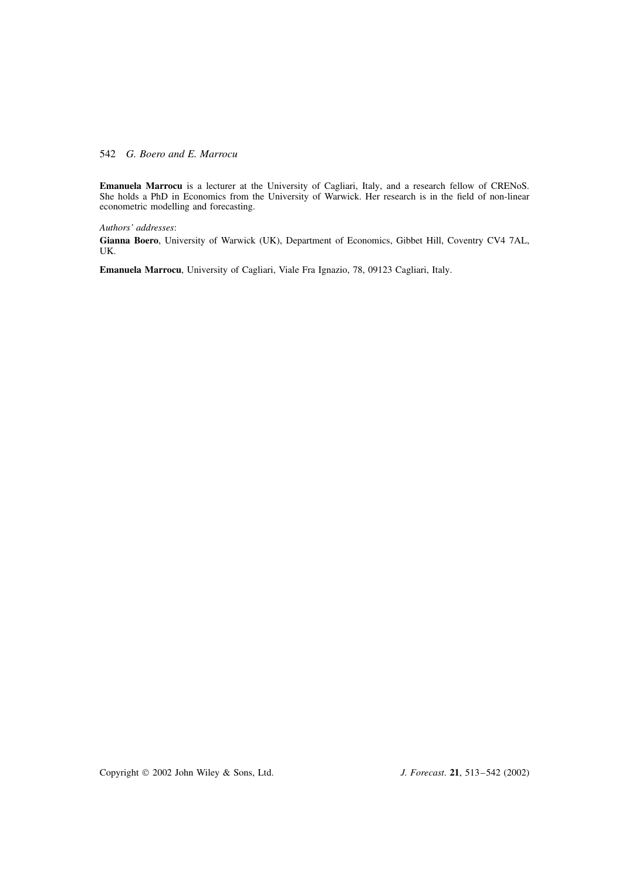**Emanuela Marrocu** is a lecturer at the University of Cagliari, Italy, and a research fellow of CRENoS. She holds a PhD in Economics from the University of Warwick. Her research is in the field of non-linear econometric modelling and forecasting.

*Authors' addresses*:

**Gianna Boero**, University of Warwick (UK), Department of Economics, Gibbet Hill, Coventry CV4 7AL, UK.

**Emanuela Marrocu**, University of Cagliari, Viale Fra Ignazio, 78, 09123 Cagliari, Italy.